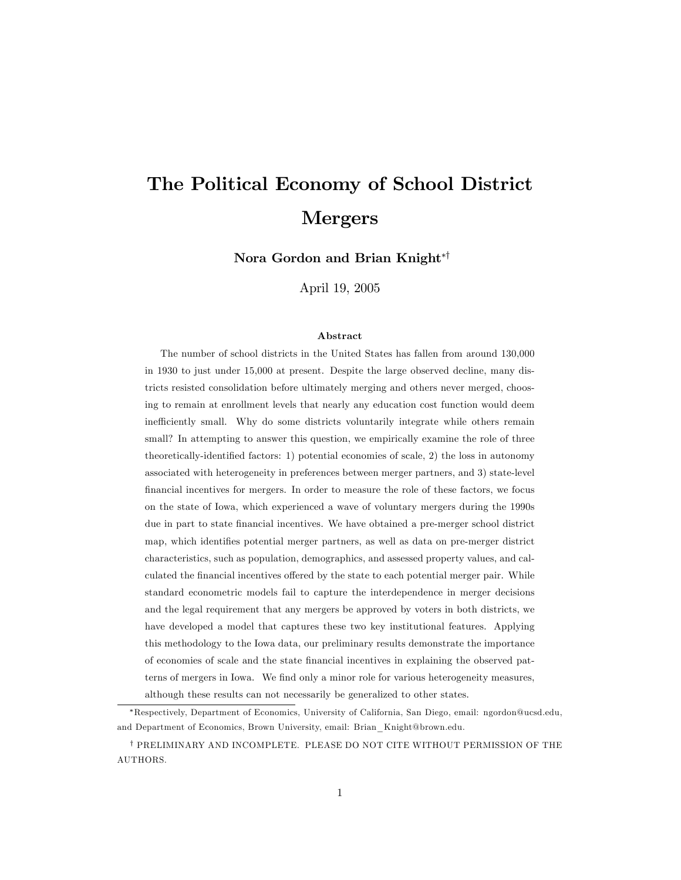# The Political Economy of School District Mergers

**Nora Gordon and Brian Knight**[*][†]

April 19, 2005

**Abstract**

The number of school districts in the United States has fallen from around 130,000 in 1930 to just under 15,000 at present. Despite the large observed decline, many districts resisted consolidation before ultimately merging and others never merged, choosing to remain at enrollment levels that nearly any education cost function would deem inefficiently small. Why do some districts voluntarily integrate while others remain small? In attempting to answer this question, we empirically examine the role of three theoretically-identified factors: 1) potential economies of scale, 2) the loss in autonomy associated with heterogeneity in preferences between merger partners, and 3) state-level financial incentives for mergers. In order to measure the role of these factors, we focus on the state of Iowa, which experienced a wave of voluntary mergers during the 1990s due in part to state financial incentives. We have obtained a pre-merger school district map, which identifies potential merger partners, as well as data on pre-merger district characteristics, such as population, demographics, and assessed property values, and calculated the financial incentives offered by the state to each potential merger pair. While standard econometric models fail to capture the interdependence in merger decisions and the legal requirement that any mergers be approved by voters in both districts, we have developed a model that captures these two key institutional features. Applying this methodology to the Iowa data, our preliminary results demonstrate the importance of economies of scale and the state financial incentives in explaining the observed patterns of mergers in Iowa. We find only a minor role for various heterogeneity measures, although these results can not necessarily be generalized to other states.

---

[*] Respectively, Department of Economics, University of California, San Diego, email: ngordon@ucsd.edu, and Department of Economics, Brown University, email: Brian_Knight@brown.edu.

[†] PRELIMINARY AND INCOMPLETE. PLEASE DO NOT CITE WITHOUT PERMISSION OF THE AUTHORS.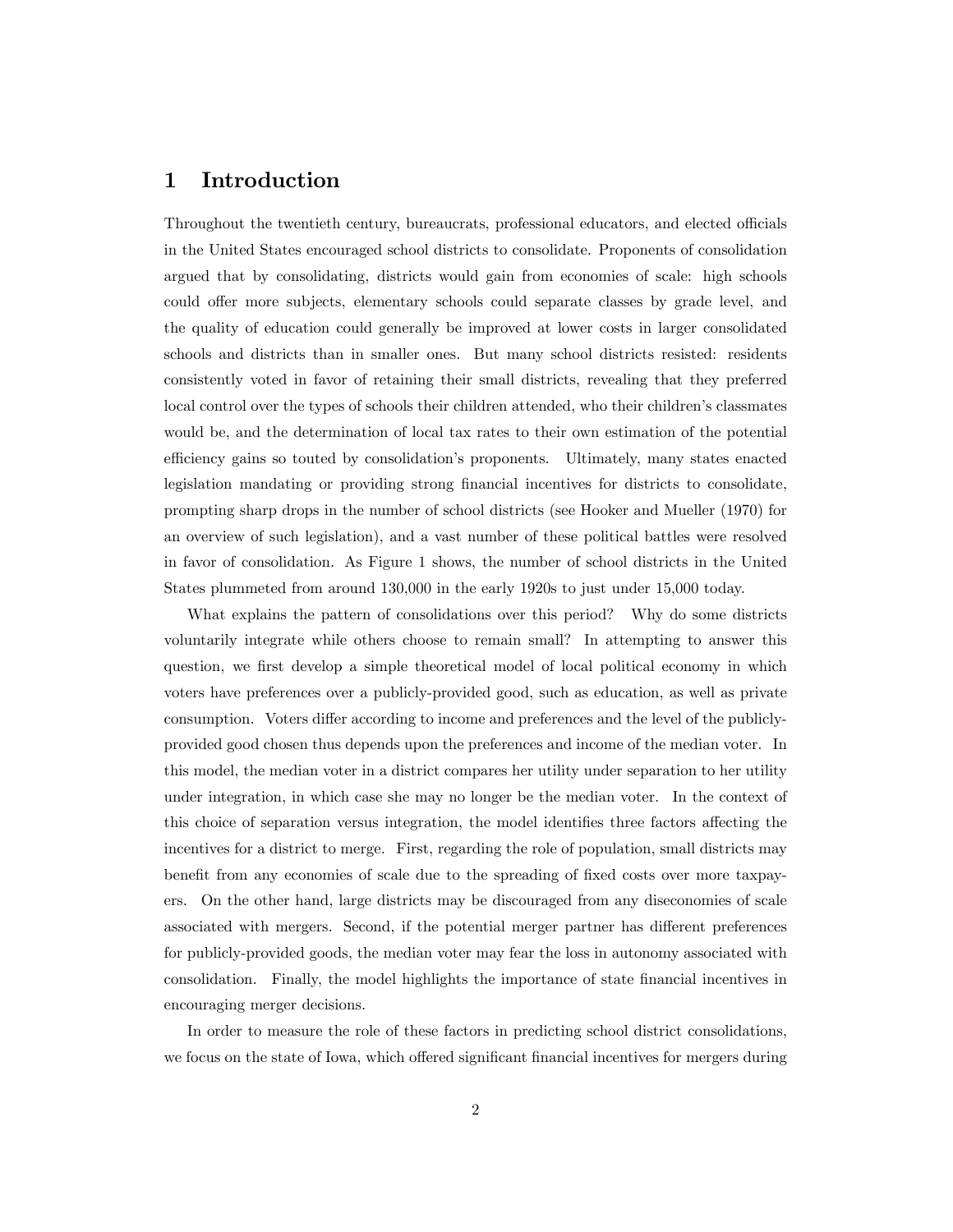# 1 Introduction

Throughout the twentieth century, bureaucrats, professional educators, and elected officials in the United States encouraged school districts to consolidate. Proponents of consolidation argued that by consolidating, districts would gain from economies of scale: high schools could offer more subjects, elementary schools could separate classes by grade level, and the quality of education could generally be improved at lower costs in larger consolidated schools and districts than in smaller ones. But many school districts resisted: residents consistently voted in favor of retaining their small districts, revealing that they preferred local control over the types of schools their children attended, who their children's classmates would be, and the determination of local tax rates to their own estimation of the potential efficiency gains so touted by consolidation's proponents. Ultimately, many states enacted legislation mandating or providing strong financial incentives for districts to consolidate, prompting sharp drops in the number of school districts (see Hooker and Mueller (1970) for an overview of such legislation), and a vast number of these political battles were resolved in favor of consolidation. As Figure 1 shows, the number of school districts in the United States plummeted from around 130,000 in the early 1920s to just under 15,000 today.

What explains the pattern of consolidations over this period? Why do some districts voluntarily integrate while others choose to remain small? In attempting to answer this question, we first develop a simple theoretical model of local political economy in which voters have preferences over a publicly-provided good, such as education, as well as private consumption. Voters differ according to income and preferences and the level of the publicly-provided good chosen thus depends upon the preferences and income of the median voter. In this model, the median voter in a district compares her utility under separation to her utility under integration, in which case she may no longer be the median voter. In the context of this choice of separation versus integration, the model identifies three factors affecting the incentives for a district to merge. First, regarding the role of population, small districts may benefit from any economies of scale due to the spreading of fixed costs over more taxpayers. On the other hand, large districts may be discouraged from any diseconomies of scale associated with mergers. Second, if the potential merger partner has different preferences for publicly-provided goods, the median voter may fear the loss in autonomy associated with consolidation. Finally, the model highlights the importance of state financial incentives in encouraging merger decisions.

In order to measure the role of these factors in predicting school district consolidations, we focus on the state of Iowa, which offered significant financial incentives for mergers during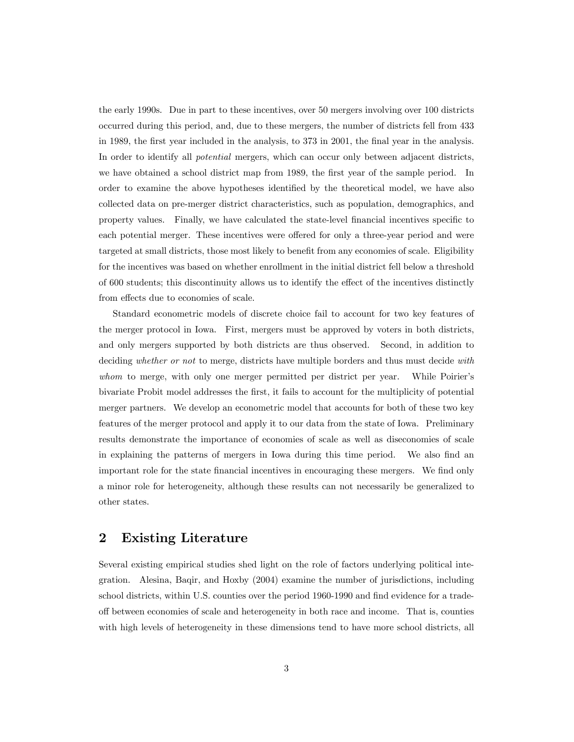the early 1990s. Due in part to these incentives, over 50 mergers involving over 100 districts occurred during this period, and, due to these mergers, the number of districts fell from 433 in 1989, the first year included in the analysis, to 373 in 2001, the final year in the analysis. In order to identify all *potential* mergers, which can occur only between adjacent districts, we have obtained a school district map from 1989, the first year of the sample period. In order to examine the above hypotheses identified by the theoretical model, we have also collected data on pre-merger district characteristics, such as population, demographics, and property values. Finally, we have calculated the state-level financial incentives specific to each potential merger. These incentives were offered for only a three-year period and were targeted at small districts, those most likely to benefit from any economies of scale. Eligibility for the incentives was based on whether enrollment in the initial district fell below a threshold of 600 students; this discontinuity allows us to identify the effect of the incentives distinctly from effects due to economies of scale.

Standard econometric models of discrete choice fail to account for two key features of the merger protocol in Iowa. First, mergers must be approved by voters in both districts, and only mergers supported by both districts are thus observed. Second, in addition to deciding *whether or not* to merge, districts have multiple borders and thus must decide *with whom* to merge, with only one merger permitted per district per year. While Poirier's bivariate Probit model addresses the first, it fails to account for the multiplicity of potential merger partners. We develop an econometric model that accounts for both of these two key features of the merger protocol and apply it to our data from the state of Iowa. Preliminary results demonstrate the importance of economies of scale as well as diseconomies of scale in explaining the patterns of mergers in Iowa during this time period. We also find an important role for the state financial incentives in encouraging these mergers. We find only a minor role for heterogeneity, although these results can not necessarily be generalized to other states.

## 2 Existing Literature

Several existing empirical studies shed light on the role of factors underlying political integration. Alesina, Baqir, and Hoxby (2004) examine the number of jurisdictions, including school districts, within U.S. counties over the period 1960-1990 and find evidence for a trade-off between economies of scale and heterogeneity in both race and income. That is, counties with high levels of heterogeneity in these dimensions tend to have more school districts, all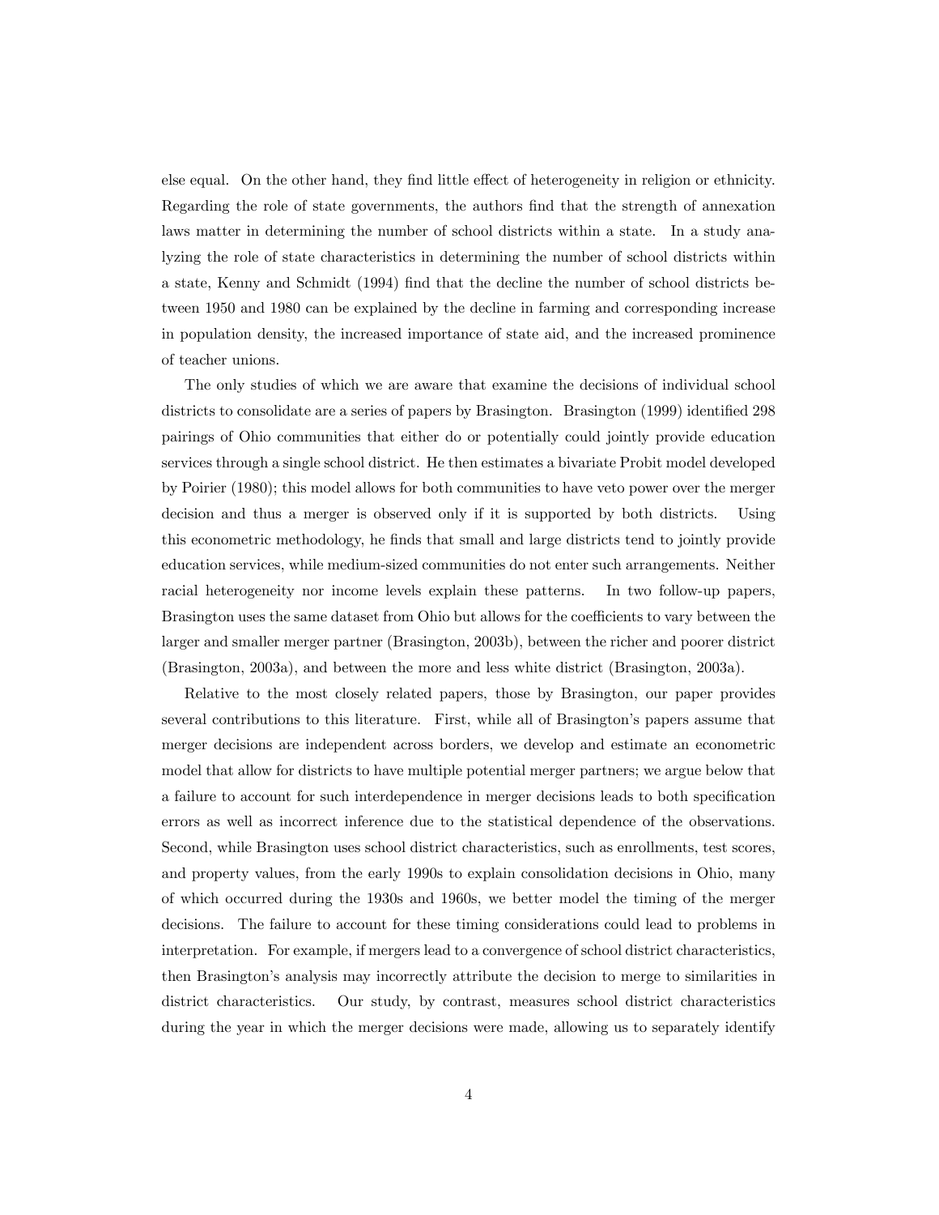else equal. On the other hand, they find little effect of heterogeneity in religion or ethnicity. Regarding the role of state governments, the authors find that the strength of annexation laws matter in determining the number of school districts within a state. In a study analyzing the role of state characteristics in determining the number of school districts within a state, Kenny and Schmidt (1994) find that the decline the number of school districts between 1950 and 1980 can be explained by the decline in farming and corresponding increase in population density, the increased importance of state aid, and the increased prominence of teacher unions.

The only studies of which we are aware that examine the decisions of individual school districts to consolidate are a series of papers by Brasington. Brasington (1999) identified 298 pairings of Ohio communities that either do or potentially could jointly provide education services through a single school district. He then estimates a bivariate Probit model developed by Poirier (1980); this model allows for both communities to have veto power over the merger decision and thus a merger is observed only if it is supported by both districts. Using this econometric methodology, he finds that small and large districts tend to jointly provide education services, while medium-sized communities do not enter such arrangements. Neither racial heterogeneity nor income levels explain these patterns. In two follow-up papers, Brasington uses the same dataset from Ohio but allows for the coefficients to vary between the larger and smaller merger partner (Brasington, 2003b), between the richer and poorer district (Brasington, 2003a), and between the more and less white district (Brasington, 2003a).

Relative to the most closely related papers, those by Brasington, our paper provides several contributions to this literature. First, while all of Brasington's papers assume that merger decisions are independent across borders, we develop and estimate an econometric model that allow for districts to have multiple potential merger partners; we argue below that a failure to account for such interdependence in merger decisions leads to both specification errors as well as incorrect inference due to the statistical dependence of the observations. Second, while Brasington uses school district characteristics, such as enrollments, test scores, and property values, from the early 1990s to explain consolidation decisions in Ohio, many of which occurred during the 1930s and 1960s, we better model the timing of the merger decisions. The failure to account for these timing considerations could lead to problems in interpretation. For example, if mergers lead to a convergence of school district characteristics, then Brasington's analysis may incorrectly attribute the decision to merge to similarities in district characteristics. Our study, by contrast, measures school district characteristics during the year in which the merger decisions were made, allowing us to separately identify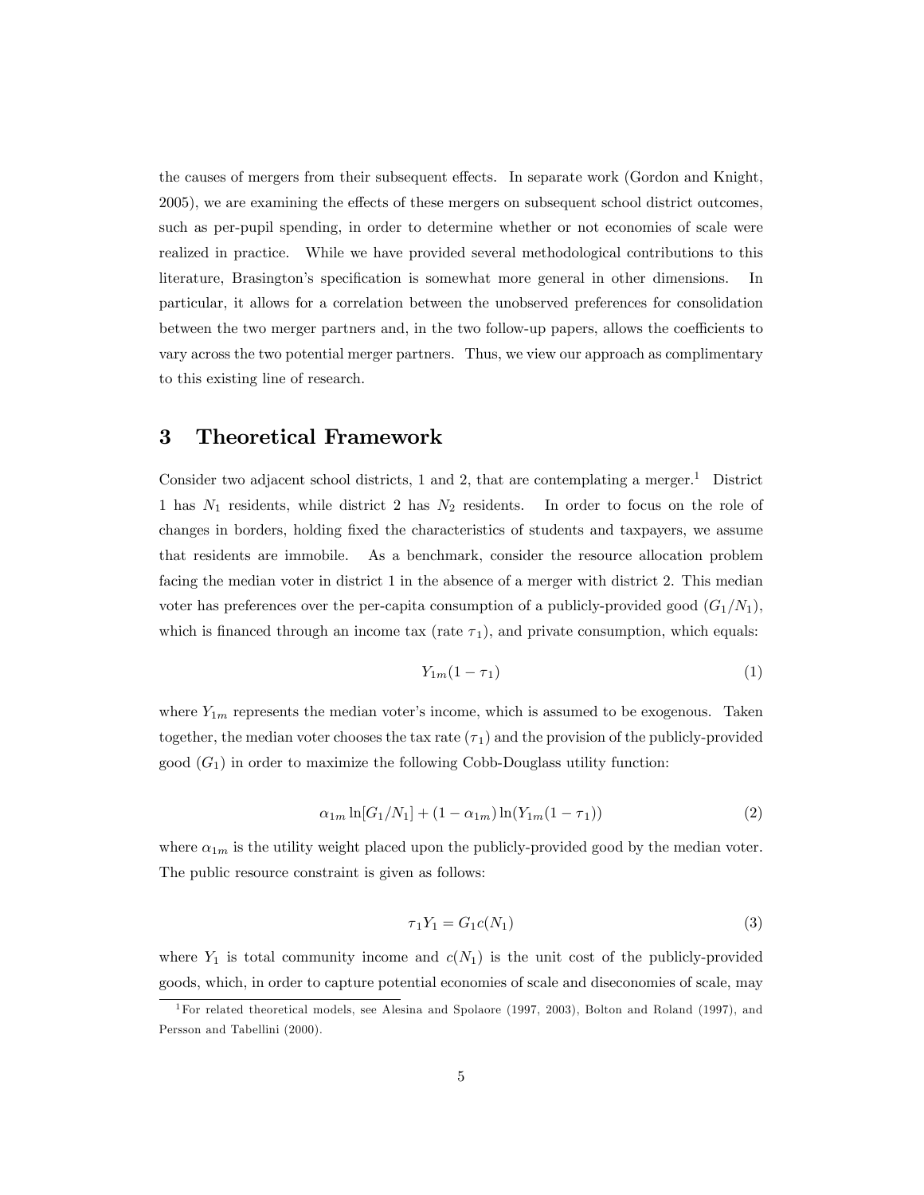the causes of mergers from their subsequent effects. In separate work (Gordon and Knight, 2005), we are examining the effects of these mergers on subsequent school district outcomes, such as per-pupil spending, in order to determine whether or not economies of scale were realized in practice. While we have provided several methodological contributions to this literature, Brasington's specification is somewhat more general in other dimensions. In particular, it allows for a correlation between the unobserved preferences for consolidation between the two merger partners and, in the two follow-up papers, allows the coefficients to vary across the two potential merger partners. Thus, we view our approach as complimentary to this existing line of research.

# 3 Theoretical Framework

Consider two adjacent school districts, 1 and 2, that are contemplating a merger.[1] District 1 has $N_1$ residents, while district 2 has $N_2$ residents. In order to focus on the role of changes in borders, holding fixed the characteristics of students and taxpayers, we assume that residents are immobile. As a benchmark, consider the resource allocation problem facing the median voter in district 1 in the absence of a merger with district 2. This median voter has preferences over the per-capita consumption of a publicly-provided good ($G_1/N_1$), which is financed through an income tax (rate $\tau_1$), and private consumption, which equals:

$$Y_{1m}(1 - \tau_1) \tag{1}$$

where $Y_{1m}$ represents the median voter's income, which is assumed to be exogenous. Taken together, the median voter chooses the tax rate ($\tau_1$) and the provision of the publicly-provided good ($G_1$) in order to maximize the following Cobb-Douglass utility function:

$$\alpha_{1m} \ln[G_1/N_1] + (1 - \alpha_{1m}) \ln(Y_{1m}(1 - \tau_1)) \tag{2}$$

where $\alpha_{1m}$ is the utility weight placed upon the publicly-provided good by the median voter. The public resource constraint is given as follows:

$$\tau_1 Y_1 = G_1 c(N_1) \tag{3}$$

where $Y_1$ is total community income and $c(N_1)$ is the unit cost of the publicly-provided goods, which, in order to capture potential economies of scale and diseconomies of scale, may

[1] For related theoretical models, see Alesina and Spolaore (1997, 2003), Bolton and Roland (1997), and Persson and Tabellini (2000).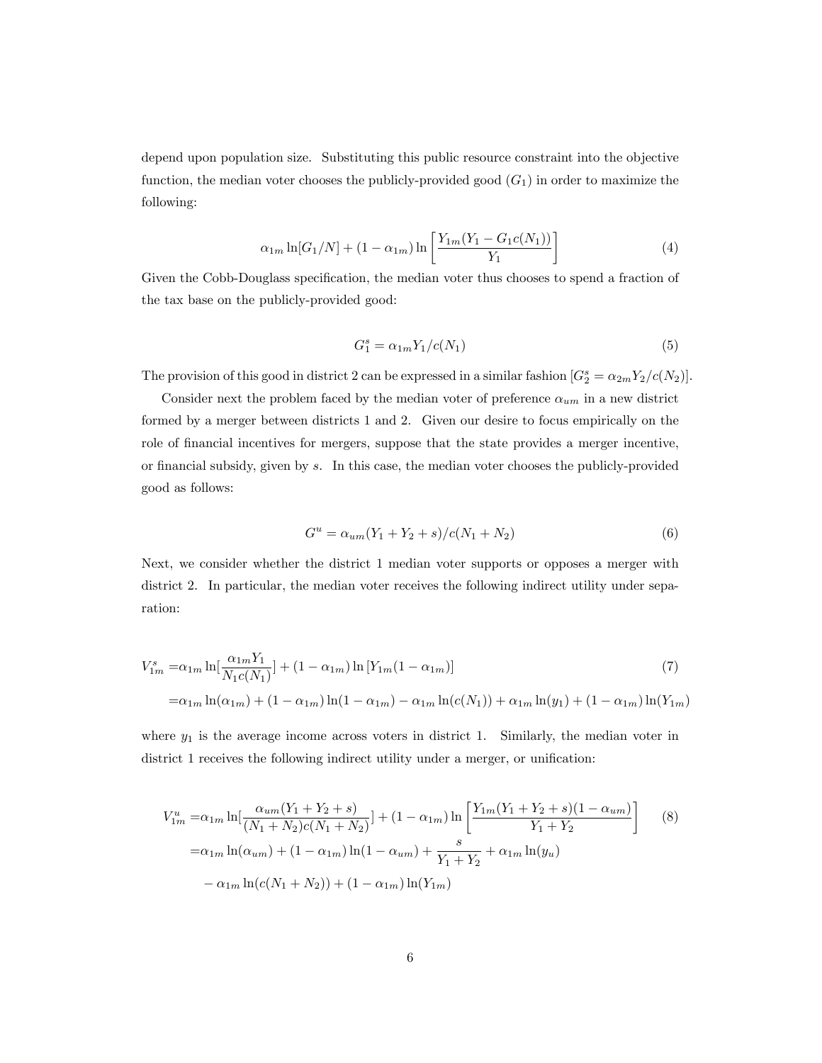depend upon population size. Substituting this public resource constraint into the objective function, the median voter chooses the publicly-provided good ($G_1$) in order to maximize the following:

$$\alpha_{1m} \ln[G_1/N] + (1-\alpha_{1m}) \ln\left[\frac{Y_{1m}(Y_1 - G_1 c(N_1))}{Y_1}\right] \tag{4}$$

Given the Cobb-Douglass specification, the median voter thus chooses to spend a fraction of the tax base on the publicly-provided good:

$$G_1^s = \alpha_{1m} Y_1 / c(N_1) \tag{5}$$

The provision of this good in district 2 can be expressed in a similar fashion [$G_2^s = \alpha_{2m} Y_2 / c(N_2)$].

Consider next the problem faced by the median voter of preference $\alpha_{um}$ in a new district formed by a merger between districts 1 and 2. Given our desire to focus empirically on the role of financial incentives for mergers, suppose that the state provides a merger incentive, or financial subsidy, given by $s$. In this case, the median voter chooses the publicly-provided good as follows:

$$G^u = \alpha_{um}(Y_1 + Y_2 + s)/c(N_1 + N_2) \tag{6}$$

Next, we consider whether the district 1 median voter supports or opposes a merger with district 2. In particular, the median voter receives the following indirect utility under separation:

$$\begin{aligned} V_{1m}^s =& \alpha_{1m} \ln[\frac{\alpha_{1m} Y_1}{N_1 c(N_1)}] + (1-\alpha_{1m}) \ln\left[Y_{1m}(1-\alpha_{1m})\right] \\ =& \alpha_{1m} \ln(\alpha_{1m}) + (1-\alpha_{1m})\ln(1-\alpha_{1m}) - \alpha_{1m}\ln(c(N_1)) + \alpha_{1m}\ln(y_1) + (1-\alpha_{1m})\ln(Y_{1m}) \end{aligned} \tag{7}$$

where $y_1$ is the average income across voters in district 1. Similarly, the median voter in district 1 receives the following indirect utility under a merger, or unification:

$$\begin{aligned} V_{1m}^u =& \alpha_{1m} \ln[\frac{\alpha_{um}(Y_1 + Y_2 + s)}{(N_1 + N_2)c(N_1 + N_2)}] + (1-\alpha_{1m}) \ln\left[\frac{Y_{1m}(Y_1 + Y_2 + s)(1-\alpha_{um})}{Y_1 + Y_2}\right] \\ =& \alpha_{1m}\ln(\alpha_{um}) + (1-\alpha_{1m})\ln(1-\alpha_{um}) + \frac{s}{Y_1 + Y_2} + \alpha_{1m}\ln(y_u) \\ & - \alpha_{1m}\ln(c(N_1 + N_2)) + (1-\alpha_{1m})\ln(Y_{1m}) \end{aligned} \tag{8}$$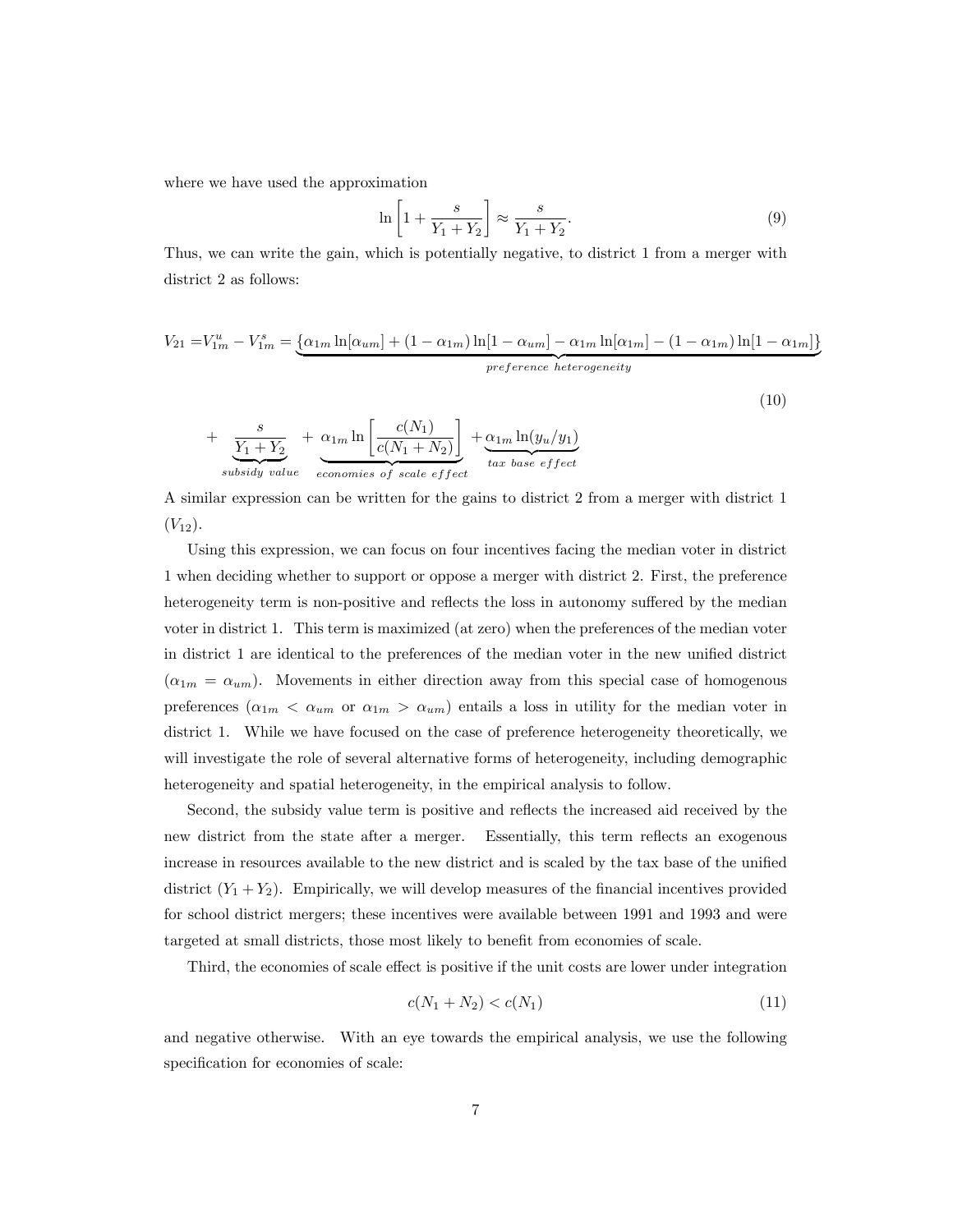where we have used the approximation

$$\ln\left[1+\frac{s}{Y_1+Y_2}\right]\approx\frac{s}{Y_1+Y_2}. \tag{9}$$

Thus, we can write the gain, which is potentially negative, to district 1 from a merger with district 2 as follows:

$$V_{21}=V_{1m}^{u}-V_{1m}^{s}=\underbrace{\{\alpha_{1m}\ln[\alpha_{um}]+(1-\alpha_{1m})\ln[1-\alpha_{um}]-\alpha_{1m}\ln[\alpha_{1m}]-(1-\alpha_{1m})\ln[1-\alpha_{1m}]\}}_{preference\ heterogeneity}$$

$$+\underbrace{\frac{s}{Y_1+Y_2}}_{subsidy\ value}+\underbrace{\alpha_{1m}\ln\left[\frac{c(N_1)}{c(N_1+N_2)}\right]}_{economies\ of\ scale\ effect}+\underbrace{\alpha_{1m}\ln(y_u/y_1)}_{tax\ base\ effect} \tag{10}$$

A similar expression can be written for the gains to district 2 from a merger with district 1 ($V_{12}$).

Using this expression, we can focus on four incentives facing the median voter in district 1 when deciding whether to support or oppose a merger with district 2. First, the preference heterogeneity term is non-positive and reflects the loss in autonomy suffered by the median voter in district 1. This term is maximized (at zero) when the preferences of the median voter in district 1 are identical to the preferences of the median voter in the new unified district ($\alpha_{1m}=\alpha_{um}$). Movements in either direction away from this special case of homogenous preferences ($\alpha_{1m}<\alpha_{um}$ or $\alpha_{1m}>\alpha_{um}$) entails a loss in utility for the median voter in district 1. While we have focused on the case of preference heterogeneity theoretically, we will investigate the role of several alternative forms of heterogeneity, including demographic heterogeneity and spatial heterogeneity, in the empirical analysis to follow.

Second, the subsidy value term is positive and reflects the increased aid received by the new district from the state after a merger. Essentially, this term reflects an exogenous increase in resources available to the new district and is scaled by the tax base of the unified district ($Y_1+Y_2$). Empirically, we will develop measures of the financial incentives provided for school district mergers; these incentives were available between 1991 and 1993 and were targeted at small districts, those most likely to benefit from economies of scale.

Third, the economies of scale effect is positive if the unit costs are lower under integration

$$c(N_1+N_2)<c(N_1) \tag{11}$$

and negative otherwise. With an eye towards the empirical analysis, we use the following specification for economies of scale: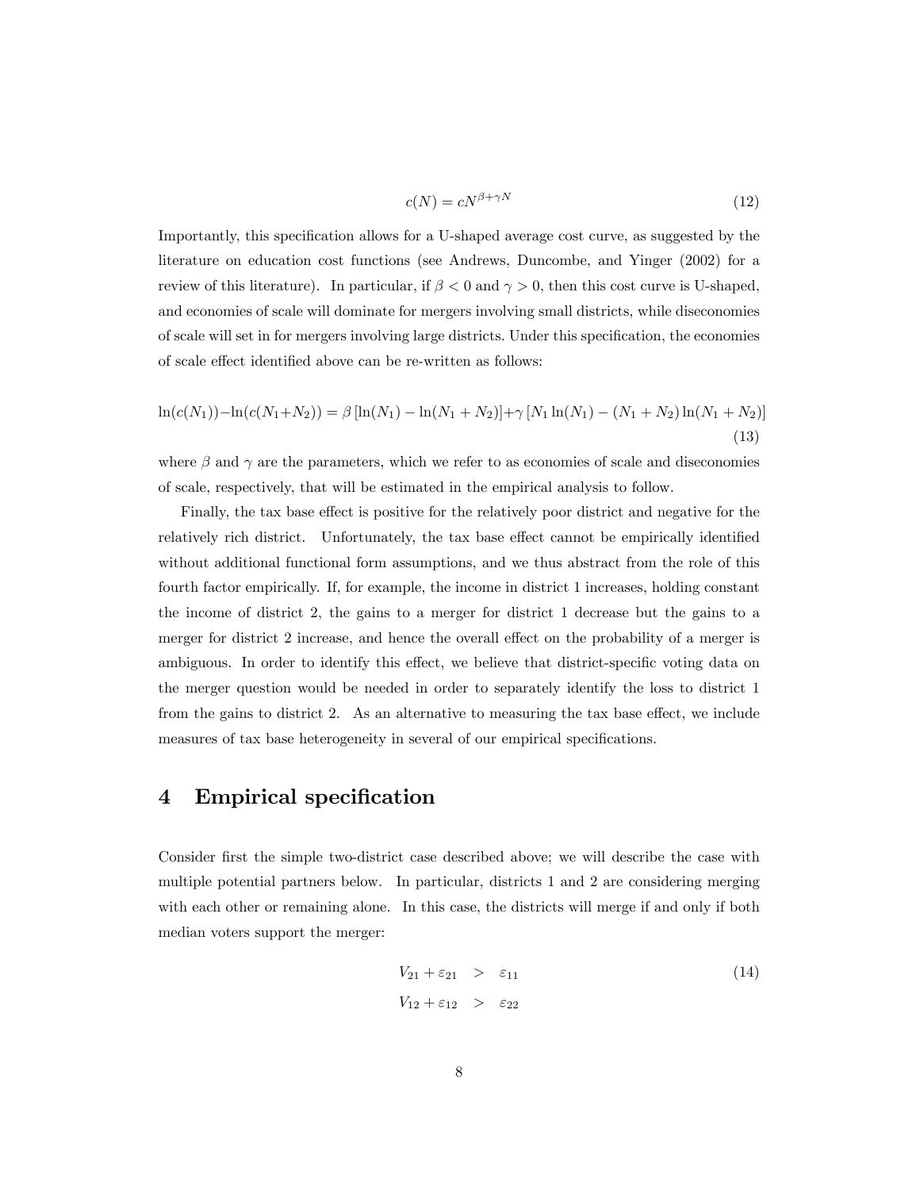$$c(N) = cN^{\beta+\gamma N} \tag{12}$$

Importantly, this specification allows for a U-shaped average cost curve, as suggested by the literature on education cost functions (see Andrews, Duncombe, and Yinger (2002) for a review of this literature). In particular, if $\beta < 0$ and $\gamma > 0$, then this cost curve is U-shaped, and economies of scale will dominate for mergers involving small districts, while diseconomies of scale will set in for mergers involving large districts. Under this specification, the economies of scale effect identified above can be re-written as follows:

$$\ln(c(N_1)) - \ln(c(N_1+N_2)) = \beta\left[\ln(N_1) - \ln(N_1+N_2)\right] + \gamma\left[N_1\ln(N_1) - (N_1+N_2)\ln(N_1+N_2)\right] \tag{13}$$

where $\beta$ and $\gamma$ are the parameters, which we refer to as economies of scale and diseconomies of scale, respectively, that will be estimated in the empirical analysis to follow.

Finally, the tax base effect is positive for the relatively poor district and negative for the relatively rich district. Unfortunately, the tax base effect cannot be empirically identified without additional functional form assumptions, and we thus abstract from the role of this fourth factor empirically. If, for example, the income in district 1 increases, holding constant the income of district 2, the gains to a merger for district 1 decrease but the gains to a merger for district 2 increase, and hence the overall effect on the probability of a merger is ambiguous. In order to identify this effect, we believe that district-specific voting data on the merger question would be needed in order to separately identify the loss to district 1 from the gains to district 2. As an alternative to measuring the tax base effect, we include measures of tax base heterogeneity in several of our empirical specifications.

# 4 Empirical specification

Consider first the simple two-district case described above; we will describe the case with multiple potential partners below. In particular, districts 1 and 2 are considering merging with each other or remaining alone. In this case, the districts will merge if and only if both median voters support the merger:

$$\begin{aligned} V_{21} + \varepsilon_{21} &> \varepsilon_{11} \\ V_{12} + \varepsilon_{12} &> \varepsilon_{22} \end{aligned} \tag{14}$$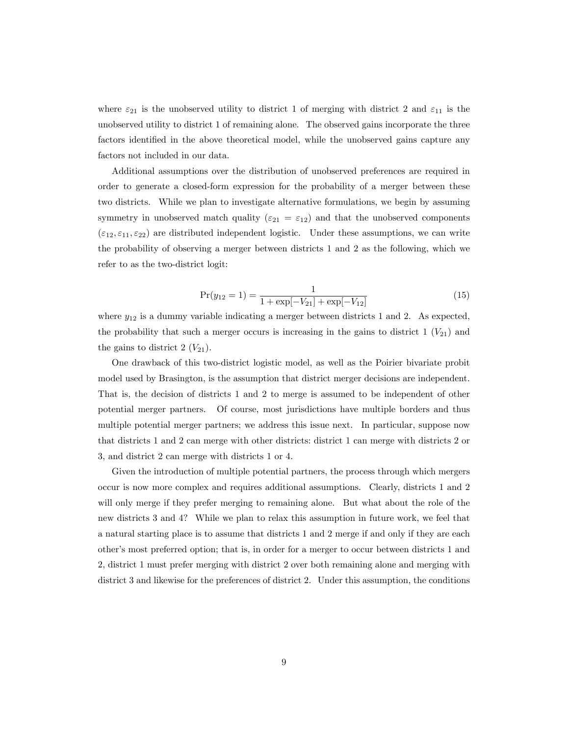where $\varepsilon_{21}$ is the unobserved utility to district 1 of merging with district 2 and $\varepsilon_{11}$ is the unobserved utility to district 1 of remaining alone. The observed gains incorporate the three factors identified in the above theoretical model, while the unobserved gains capture any factors not included in our data.

Additional assumptions over the distribution of unobserved preferences are required in order to generate a closed-form expression for the probability of a merger between these two districts. While we plan to investigate alternative formulations, we begin by assuming symmetry in unobserved match quality ($\varepsilon_{21} = \varepsilon_{12}$) and that the unobserved components ($\varepsilon_{12}, \varepsilon_{11}, \varepsilon_{22}$) are distributed independent logistic. Under these assumptions, we can write the probability of observing a merger between districts 1 and 2 as the following, which we refer to as the two-district logit:

$$\Pr(y_{12} = 1) = \frac{1}{1 + \exp[-V_{21}] + \exp[-V_{12}]} \tag{15}$$

where $y_{12}$ is a dummy variable indicating a merger between districts 1 and 2. As expected, the probability that such a merger occurs is increasing in the gains to district 1 ($V_{21}$) and the gains to district 2 ($V_{21}$).

One drawback of this two-district logistic model, as well as the Poirier bivariate probit model used by Brasington, is the assumption that district merger decisions are independent. That is, the decision of districts 1 and 2 to merge is assumed to be independent of other potential merger partners. Of course, most jurisdictions have multiple borders and thus multiple potential merger partners; we address this issue next. In particular, suppose now that districts 1 and 2 can merge with other districts: district 1 can merge with districts 2 or 3, and district 2 can merge with districts 1 or 4.

Given the introduction of multiple potential partners, the process through which mergers occur is now more complex and requires additional assumptions. Clearly, districts 1 and 2 will only merge if they prefer merging to remaining alone. But what about the role of the new districts 3 and 4? While we plan to relax this assumption in future work, we feel that a natural starting place is to assume that districts 1 and 2 merge if and only if they are each other's most preferred option; that is, in order for a merger to occur between districts 1 and 2, district 1 must prefer merging with district 2 over both remaining alone and merging with district 3 and likewise for the preferences of district 2. Under this assumption, the conditions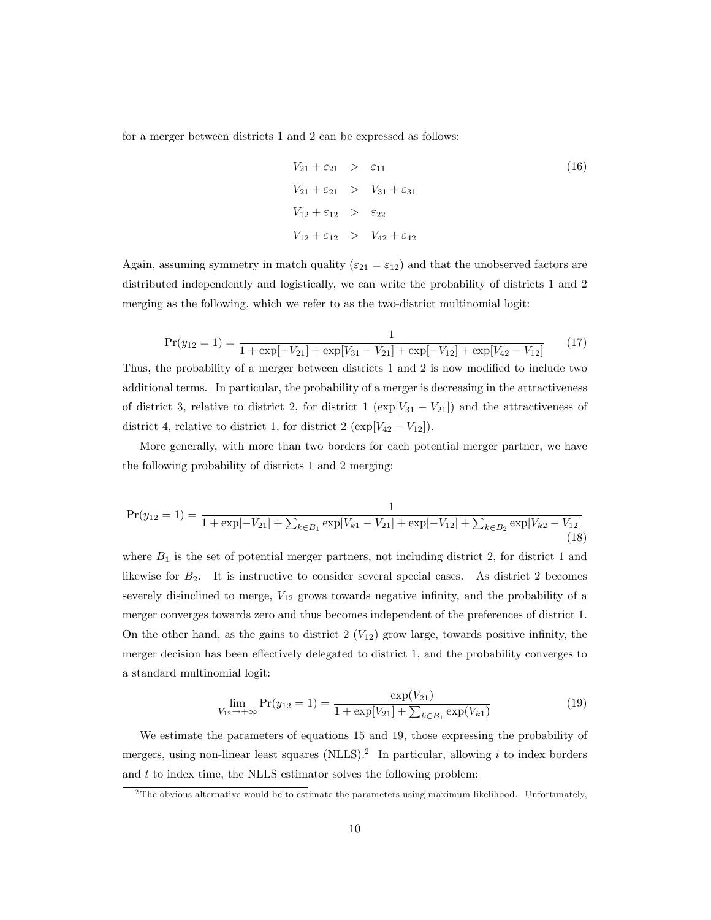for a merger between districts 1 and 2 can be expressed as follows:

$$
\begin{aligned}
V_{21} + \varepsilon_{21} &> \varepsilon_{11} \\
V_{21} + \varepsilon_{21} &> V_{31} + \varepsilon_{31} \\
V_{12} + \varepsilon_{12} &> \varepsilon_{22} \\
V_{12} + \varepsilon_{12} &> V_{42} + \varepsilon_{42}
\end{aligned}
\tag{16}
$$

Again, assuming symmetry in match quality ($\varepsilon_{21} = \varepsilon_{12}$) and that the unobserved factors are distributed independently and logistically, we can write the probability of districts 1 and 2 merging as the following, which we refer to as the two-district multinomial logit:

$$
\Pr(y_{12} = 1) = \frac{1}{1 + \exp[-V_{21}] + \exp[V_{31} - V_{21}] + \exp[-V_{12}] + \exp[V_{42} - V_{12}]} \tag{17}
$$

Thus, the probability of a merger between districts 1 and 2 is now modified to include two additional terms. In particular, the probability of a merger is decreasing in the attractiveness of district 3, relative to district 2, for district 1 ($\exp[V_{31} - V_{21}]$) and the attractiveness of district 4, relative to district 1, for district 2 ($\exp[V_{42} - V_{12}]$).

More generally, with more than two borders for each potential merger partner, we have the following probability of districts 1 and 2 merging:

$$
\Pr(y_{12} = 1) = \frac{1}{1 + \exp[-V_{21}] + \sum_{k \in B_1} \exp[V_{k1} - V_{21}] + \exp[-V_{12}] + \sum_{k \in B_2} \exp[V_{k2} - V_{12}]} \tag{18}
$$

where $B_1$ is the set of potential merger partners, not including district 2, for district 1 and likewise for $B_2$. It is instructive to consider several special cases. As district 2 becomes severely disinclined to merge, $V_{12}$ grows towards negative infinity, and the probability of a merger converges towards zero and thus becomes independent of the preferences of district 1. On the other hand, as the gains to district 2 ($V_{12}$) grow large, towards positive infinity, the merger decision has been effectively delegated to district 1, and the probability converges to a standard multinomial logit:

$$
\lim_{V_{12} \to +\infty} \Pr(y_{12} = 1) = \frac{\exp(V_{21})}{1 + \exp[V_{21}] + \sum_{k \in B_1} \exp(V_{k1})} \tag{19}
$$

We estimate the parameters of equations 15 and 19, those expressing the probability of mergers, using non-linear least squares (NLLS).[2] In particular, allowing $i$ to index borders and $t$ to index time, the NLLS estimator solves the following problem:

[2] The obvious alternative would be to estimate the parameters using maximum likelihood. Unfortunately,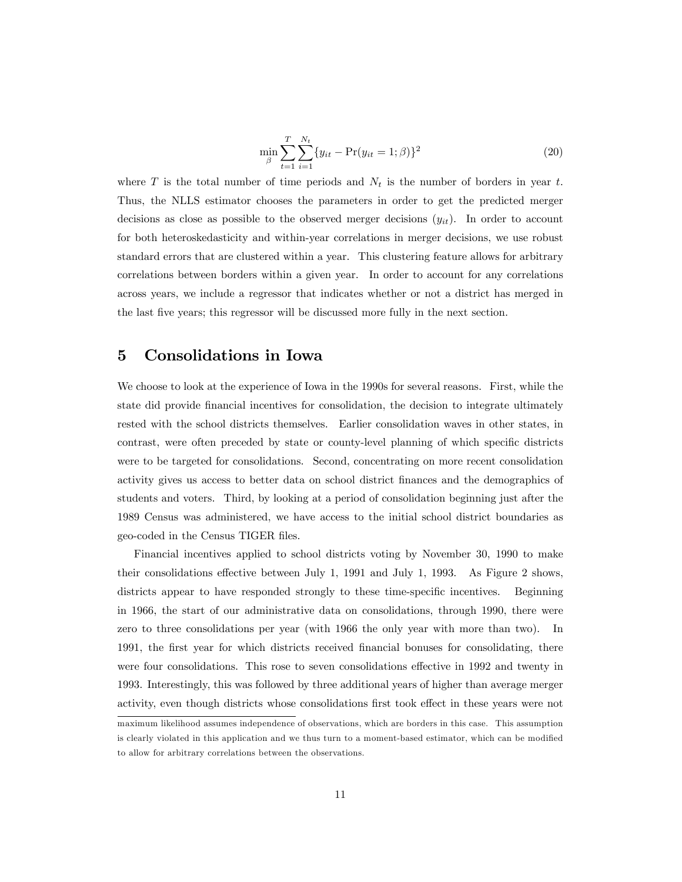$$\min_{\beta} \sum_{t=1}^{T} \sum_{i=1}^{N_t} \{y_{it} - \Pr(y_{it} = 1; \beta)\}^2 \tag{20}$$

where $T$ is the total number of time periods and $N_t$ is the number of borders in year $t$. Thus, the NLLS estimator chooses the parameters in order to get the predicted merger decisions as close as possible to the observed merger decisions ($y_{it}$). In order to account for both heteroskedasticity and within-year correlations in merger decisions, we use robust standard errors that are clustered within a year. This clustering feature allows for arbitrary correlations between borders within a given year. In order to account for any correlations across years, we include a regressor that indicates whether or not a district has merged in the last five years; this regressor will be discussed more fully in the next section.

## 5 Consolidations in Iowa

We choose to look at the experience of Iowa in the 1990s for several reasons. First, while the state did provide financial incentives for consolidation, the decision to integrate ultimately rested with the school districts themselves. Earlier consolidation waves in other states, in contrast, were often preceded by state or county-level planning of which specific districts were to be targeted for consolidations. Second, concentrating on more recent consolidation activity gives us access to better data on school district finances and the demographics of students and voters. Third, by looking at a period of consolidation beginning just after the 1989 Census was administered, we have access to the initial school district boundaries as geo-coded in the Census TIGER files.

Financial incentives applied to school districts voting by November 30, 1990 to make their consolidations effective between July 1, 1991 and July 1, 1993. As Figure 2 shows, districts appear to have responded strongly to these time-specific incentives. Beginning in 1966, the start of our administrative data on consolidations, through 1990, there were zero to three consolidations per year (with 1966 the only year with more than two). In 1991, the first year for which districts received financial bonuses for consolidating, there were four consolidations. This rose to seven consolidations effective in 1992 and twenty in 1993. Interestingly, this was followed by three additional years of higher than average merger activity, even though districts whose consolidations first took effect in these years were not

maximum likelihood assumes independence of observations, which are borders in this case. This assumption is clearly violated in this application and we thus turn to a moment-based estimator, which can be modified to allow for arbitrary correlations between the observations.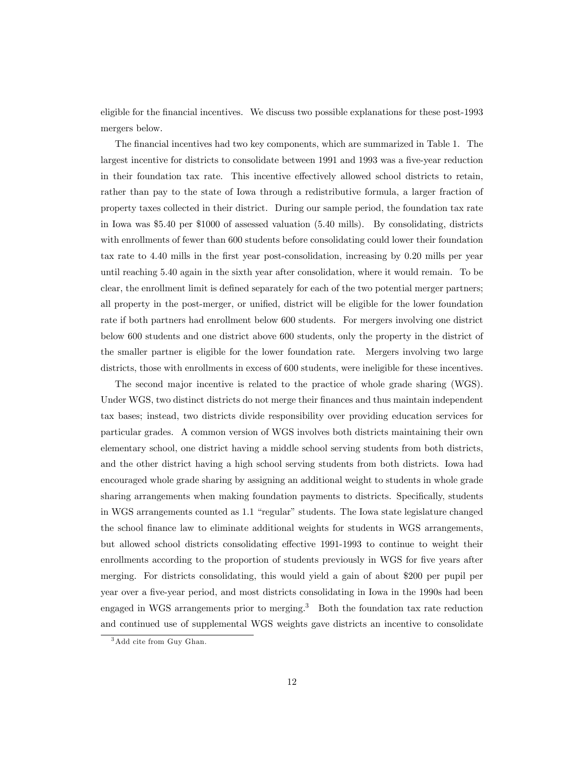eligible for the financial incentives. We discuss two possible explanations for these post-1993 mergers below.

The financial incentives had two key components, which are summarized in Table 1. The largest incentive for districts to consolidate between 1991 and 1993 was a five-year reduction in their foundation tax rate. This incentive effectively allowed school districts to retain, rather than pay to the state of Iowa through a redistributive formula, a larger fraction of property taxes collected in their district. During our sample period, the foundation tax rate in Iowa was \$5.40 per \$1000 of assessed valuation (5.40 mills). By consolidating, districts with enrollments of fewer than 600 students before consolidating could lower their foundation tax rate to 4.40 mills in the first year post-consolidation, increasing by 0.20 mills per year until reaching 5.40 again in the sixth year after consolidation, where it would remain. To be clear, the enrollment limit is defined separately for each of the two potential merger partners; all property in the post-merger, or unified, district will be eligible for the lower foundation rate if both partners had enrollment below 600 students. For mergers involving one district below 600 students and one district above 600 students, only the property in the district of the smaller partner is eligible for the lower foundation rate. Mergers involving two large districts, those with enrollments in excess of 600 students, were ineligible for these incentives.

The second major incentive is related to the practice of whole grade sharing (WGS). Under WGS, two distinct districts do not merge their finances and thus maintain independent tax bases; instead, two districts divide responsibility over providing education services for particular grades. A common version of WGS involves both districts maintaining their own elementary school, one district having a middle school serving students from both districts, and the other district having a high school serving students from both districts. Iowa had encouraged whole grade sharing by assigning an additional weight to students in whole grade sharing arrangements when making foundation payments to districts. Specifically, students in WGS arrangements counted as 1.1 "regular" students. The Iowa state legislature changed the school finance law to eliminate additional weights for students in WGS arrangements, but allowed school districts consolidating effective 1991-1993 to continue to weight their enrollments according to the proportion of students previously in WGS for five years after merging. For districts consolidating, this would yield a gain of about \$200 per pupil per year over a five-year period, and most districts consolidating in Iowa in the 1990s had been engaged in WGS arrangements prior to merging.[3] Both the foundation tax rate reduction and continued use of supplemental WGS weights gave districts an incentive to consolidate

[3] Add cite from Guy Ghan.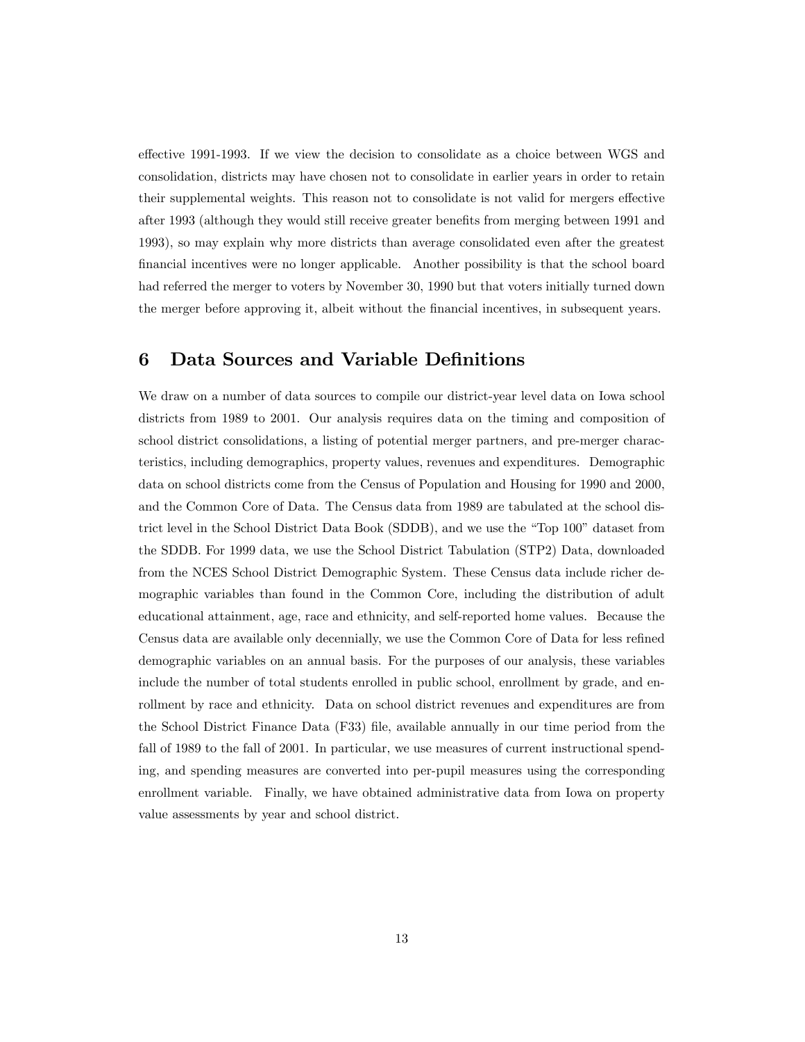effective 1991-1993. If we view the decision to consolidate as a choice between WGS and consolidation, districts may have chosen not to consolidate in earlier years in order to retain their supplemental weights. This reason not to consolidate is not valid for mergers effective after 1993 (although they would still receive greater benefits from merging between 1991 and 1993), so may explain why more districts than average consolidated even after the greatest financial incentives were no longer applicable. Another possibility is that the school board had referred the merger to voters by November 30, 1990 but that voters initially turned down the merger before approving it, albeit without the financial incentives, in subsequent years.

## 6 Data Sources and Variable Definitions

We draw on a number of data sources to compile our district-year level data on Iowa school districts from 1989 to 2001. Our analysis requires data on the timing and composition of school district consolidations, a listing of potential merger partners, and pre-merger characteristics, including demographics, property values, revenues and expenditures. Demographic data on school districts come from the Census of Population and Housing for 1990 and 2000, and the Common Core of Data. The Census data from 1989 are tabulated at the school district level in the School District Data Book (SDDB), and we use the "Top 100" dataset from the SDDB. For 1999 data, we use the School District Tabulation (STP2) Data, downloaded from the NCES School District Demographic System. These Census data include richer demographic variables than found in the Common Core, including the distribution of adult educational attainment, age, race and ethnicity, and self-reported home values. Because the Census data are available only decennially, we use the Common Core of Data for less refined demographic variables on an annual basis. For the purposes of our analysis, these variables include the number of total students enrolled in public school, enrollment by grade, and enrollment by race and ethnicity. Data on school district revenues and expenditures are from the School District Finance Data (F33) file, available annually in our time period from the fall of 1989 to the fall of 2001. In particular, we use measures of current instructional spending, and spending measures are converted into per-pupil measures using the corresponding enrollment variable. Finally, we have obtained administrative data from Iowa on property value assessments by year and school district.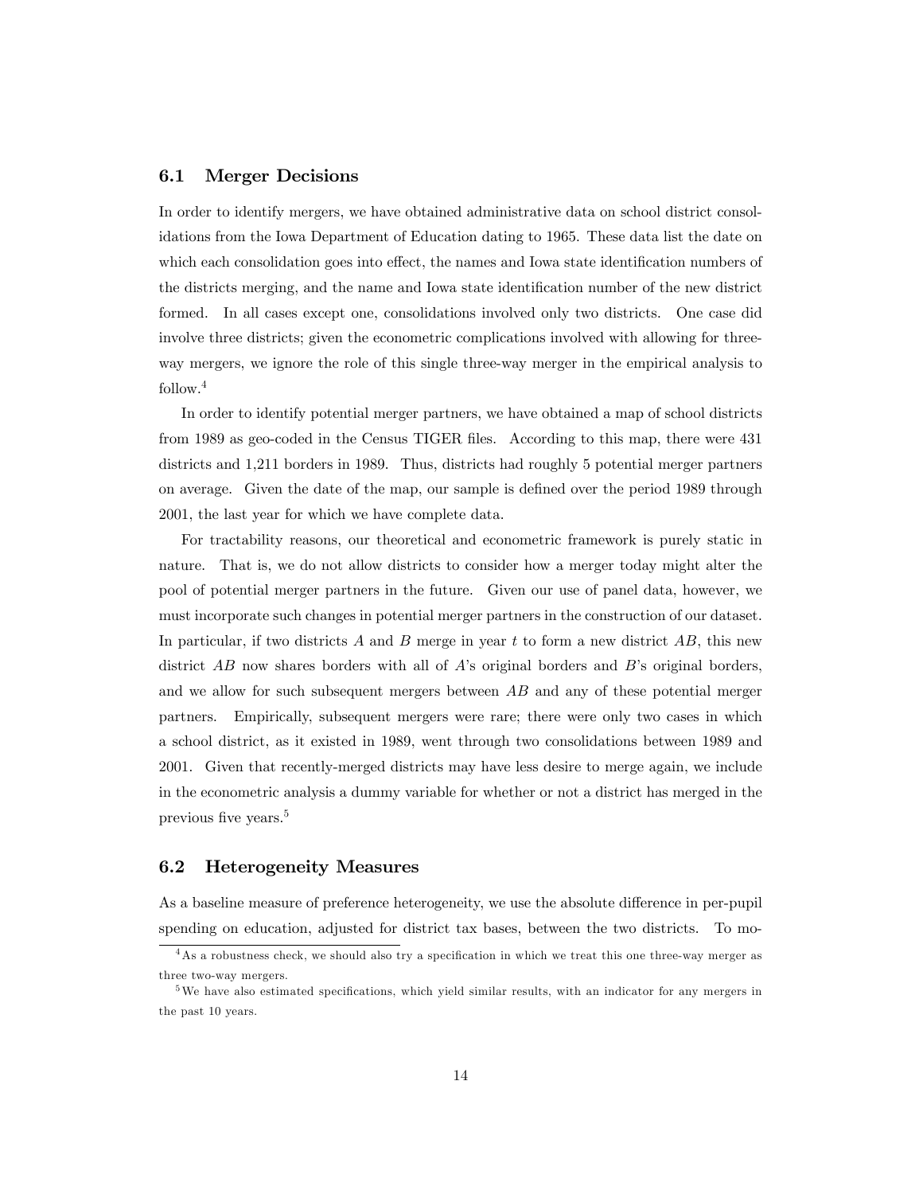## 6.1 Merger Decisions

In order to identify mergers, we have obtained administrative data on school district consolidations from the Iowa Department of Education dating to 1965. These data list the date on which each consolidation goes into effect, the names and Iowa state identification numbers of the districts merging, and the name and Iowa state identification number of the new district formed. In all cases except one, consolidations involved only two districts. One case did involve three districts; given the econometric complications involved with allowing for three-way mergers, we ignore the role of this single three-way merger in the empirical analysis to follow.[4]

In order to identify potential merger partners, we have obtained a map of school districts from 1989 as geo-coded in the Census TIGER files. According to this map, there were 431 districts and 1,211 borders in 1989. Thus, districts had roughly 5 potential merger partners on average. Given the date of the map, our sample is defined over the period 1989 through 2001, the last year for which we have complete data.

For tractability reasons, our theoretical and econometric framework is purely static in nature. That is, we do not allow districts to consider how a merger today might alter the pool of potential merger partners in the future. Given our use of panel data, however, we must incorporate such changes in potential merger partners in the construction of our dataset. In particular, if two districts $A$ and $B$ merge in year $t$ to form a new district $AB$, this new district $AB$ now shares borders with all of $A$'s original borders and $B$'s original borders, and we allow for such subsequent mergers between $AB$ and any of these potential merger partners. Empirically, subsequent mergers were rare; there were only two cases in which a school district, as it existed in 1989, went through two consolidations between 1989 and 2001. Given that recently-merged districts may have less desire to merge again, we include in the econometric analysis a dummy variable for whether or not a district has merged in the previous five years.[5]

## 6.2 Heterogeneity Measures

As a baseline measure of preference heterogeneity, we use the absolute difference in per-pupil spending on education, adjusted for district tax bases, between the two districts. To mo-

[4] As a robustness check, we should also try a specification in which we treat this one three-way merger as three two-way mergers.

[5] We have also estimated specifications, which yield similar results, with an indicator for any mergers in the past 10 years.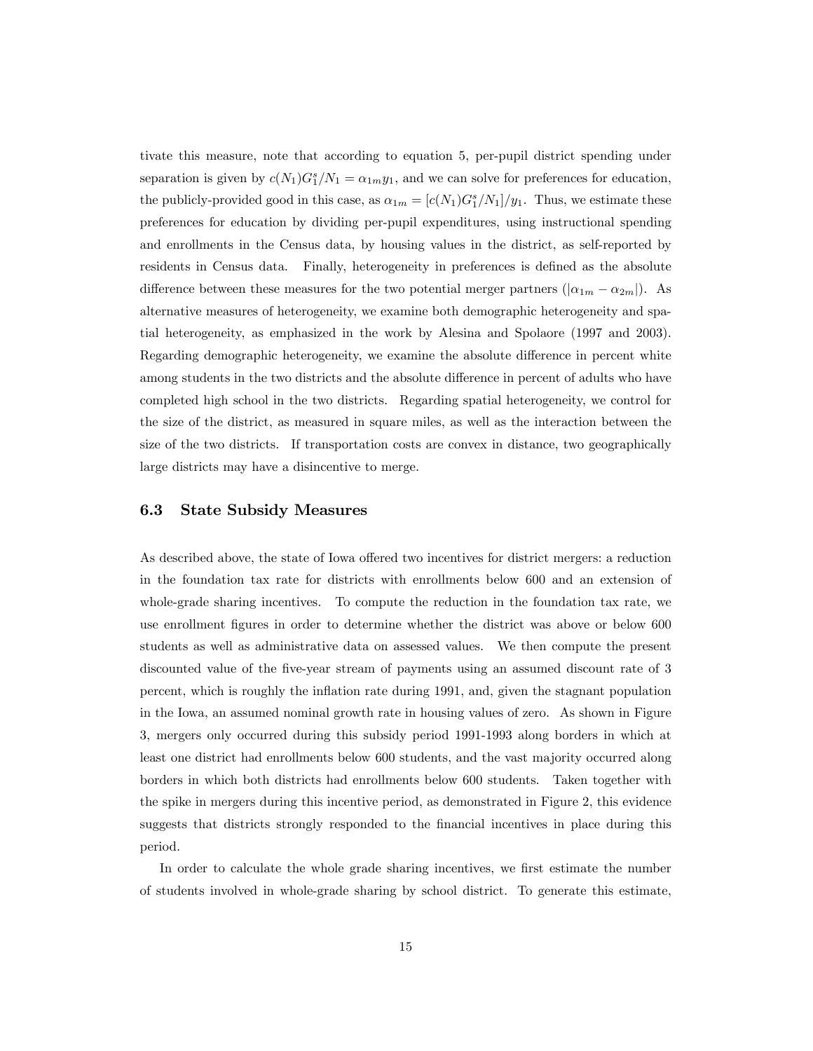tivate this measure, note that according to equation 5, per-pupil district spending under separation is given by $c(N_1)G_1^s/N_1 = \alpha_{1m}y_1$, and we can solve for preferences for education, the publicly-provided good in this case, as $\alpha_{1m} = [c(N_1)G_1^s/N_1]/y_1$. Thus, we estimate these preferences for education by dividing per-pupil expenditures, using instructional spending and enrollments in the Census data, by housing values in the district, as self-reported by residents in Census data. Finally, heterogeneity in preferences is defined as the absolute difference between these measures for the two potential merger partners ($|\alpha_{1m} - \alpha_{2m}|$). As alternative measures of heterogeneity, we examine both demographic heterogeneity and spatial heterogeneity, as emphasized in the work by Alesina and Spolaore (1997 and 2003). Regarding demographic heterogeneity, we examine the absolute difference in percent white among students in the two districts and the absolute difference in percent of adults who have completed high school in the two districts. Regarding spatial heterogeneity, we control for the size of the district, as measured in square miles, as well as the interaction between the size of the two districts. If transportation costs are convex in distance, two geographically large districts may have a disincentive to merge.

### 6.3 State Subsidy Measures

As described above, the state of Iowa offered two incentives for district mergers: a reduction in the foundation tax rate for districts with enrollments below 600 and an extension of whole-grade sharing incentives. To compute the reduction in the foundation tax rate, we use enrollment figures in order to determine whether the district was above or below 600 students as well as administrative data on assessed values. We then compute the present discounted value of the five-year stream of payments using an assumed discount rate of 3 percent, which is roughly the inflation rate during 1991, and, given the stagnant population in the Iowa, an assumed nominal growth rate in housing values of zero. As shown in Figure 3, mergers only occurred during this subsidy period 1991-1993 along borders in which at least one district had enrollments below 600 students, and the vast majority occurred along borders in which both districts had enrollments below 600 students. Taken together with the spike in mergers during this incentive period, as demonstrated in Figure 2, this evidence suggests that districts strongly responded to the financial incentives in place during this period.

In order to calculate the whole grade sharing incentives, we first estimate the number of students involved in whole-grade sharing by school district. To generate this estimate,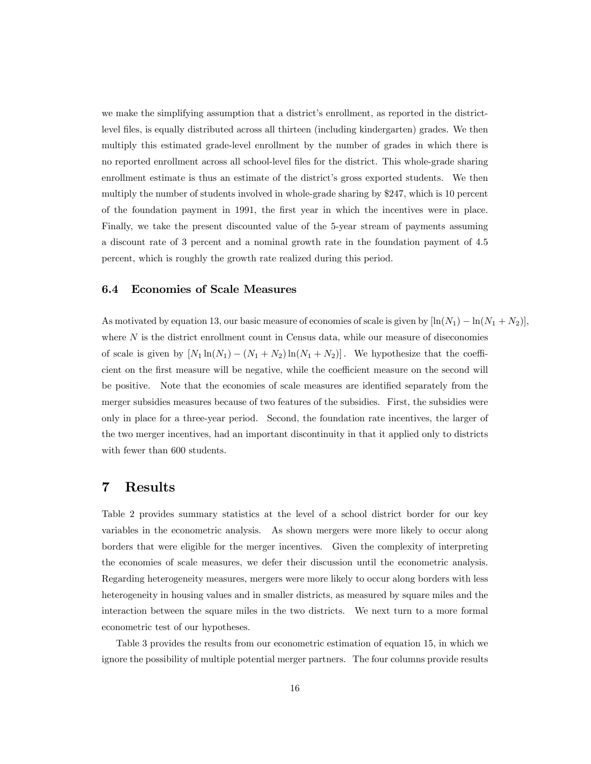we make the simplifying assumption that a district's enrollment, as reported in the district-level files, is equally distributed across all thirteen (including kindergarten) grades. We then multiply this estimated grade-level enrollment by the number of grades in which there is no reported enrollment across all school-level files for the district. This whole-grade sharing enrollment estimate is thus an estimate of the district's gross exported students. We then multiply the number of students involved in whole-grade sharing by \$247, which is 10 percent of the foundation payment in 1991, the first year in which the incentives were in place. Finally, we take the present discounted value of the 5-year stream of payments assuming a discount rate of 3 percent and a nominal growth rate in the foundation payment of 4.5 percent, which is roughly the growth rate realized during this period.

### 6.4 Economies of Scale Measures

As motivated by equation 13, our basic measure of economies of scale is given by $[\ln(N_1) - \ln(N_1 + N_2)]$, where $N$ is the district enrollment count in Census data, while our measure of diseconomies of scale is given by $[N_1 \ln(N_1) - (N_1 + N_2)\ln(N_1 + N_2)]$. We hypothesize that the coefficient on the first measure will be negative, while the coefficient measure on the second will be positive. Note that the economies of scale measures are identified separately from the merger subsidies measures because of two features of the subsidies. First, the subsidies were only in place for a three-year period. Second, the foundation rate incentives, the larger of the two merger incentives, had an important discontinuity in that it applied only to districts with fewer than 600 students.

## 7 Results

Table 2 provides summary statistics at the level of a school district border for our key variables in the econometric analysis. As shown mergers were more likely to occur along borders that were eligible for the merger incentives. Given the complexity of interpreting the economies of scale measures, we defer their discussion until the econometric analysis. Regarding heterogeneity measures, mergers were more likely to occur along borders with less heterogeneity in housing values and in smaller districts, as measured by square miles and the interaction between the square miles in the two districts. We next turn to a more formal econometric test of our hypotheses.

Table 3 provides the results from our econometric estimation of equation 15, in which we ignore the possibility of multiple potential merger partners. The four columns provide results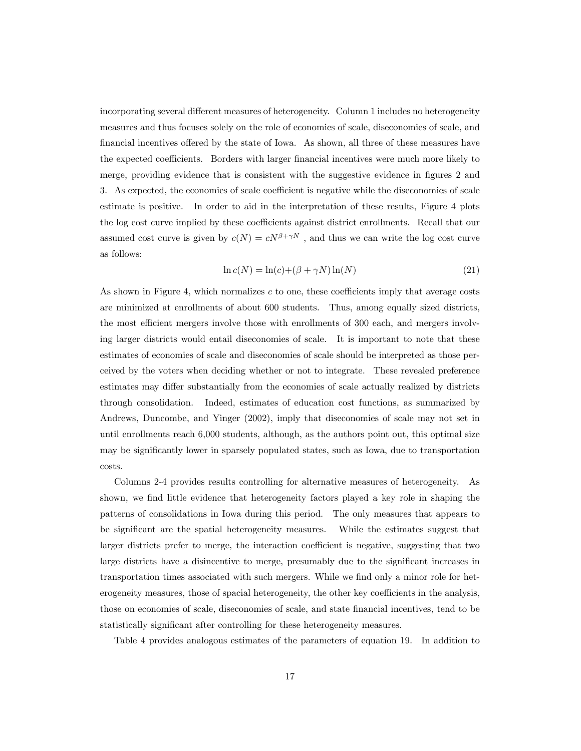incorporating several different measures of heterogeneity. Column 1 includes no heterogeneity measures and thus focuses solely on the role of economies of scale, diseconomies of scale, and financial incentives offered by the state of Iowa. As shown, all three of these measures have the expected coefficients. Borders with larger financial incentives were much more likely to merge, providing evidence that is consistent with the suggestive evidence in figures 2 and 3. As expected, the economies of scale coefficient is negative while the diseconomies of scale estimate is positive. In order to aid in the interpretation of these results, Figure 4 plots the log cost curve implied by these coefficients against district enrollments. Recall that our assumed cost curve is given by $c(N) = cN^{\beta+\gamma N}$ , and thus we can write the log cost curve as follows:

$$\ln c(N) = \ln(c) + (\beta + \gamma N)\ln(N) \tag{21}$$

As shown in Figure 4, which normalizes $c$ to one, these coefficients imply that average costs are minimized at enrollments of about 600 students. Thus, among equally sized districts, the most efficient mergers involve those with enrollments of 300 each, and mergers involving larger districts would entail diseconomies of scale. It is important to note that these estimates of economies of scale and diseconomies of scale should be interpreted as those perceived by the voters when deciding whether or not to integrate. These revealed preference estimates may differ substantially from the economies of scale actually realized by districts through consolidation. Indeed, estimates of education cost functions, as summarized by Andrews, Duncombe, and Yinger (2002), imply that diseconomies of scale may not set in until enrollments reach 6,000 students, although, as the authors point out, this optimal size may be significantly lower in sparsely populated states, such as Iowa, due to transportation costs.

Columns 2-4 provides results controlling for alternative measures of heterogeneity. As shown, we find little evidence that heterogeneity factors played a key role in shaping the patterns of consolidations in Iowa during this period. The only measures that appears to be significant are the spatial heterogeneity measures. While the estimates suggest that larger districts prefer to merge, the interaction coefficient is negative, suggesting that two large districts have a disincentive to merge, presumably due to the significant increases in transportation times associated with such mergers. While we find only a minor role for heterogeneity measures, those of spacial heterogeneity, the other key coefficients in the analysis, those on economies of scale, diseconomies of scale, and state financial incentives, tend to be statistically significant after controlling for these heterogeneity measures.

Table 4 provides analogous estimates of the parameters of equation 19. In addition to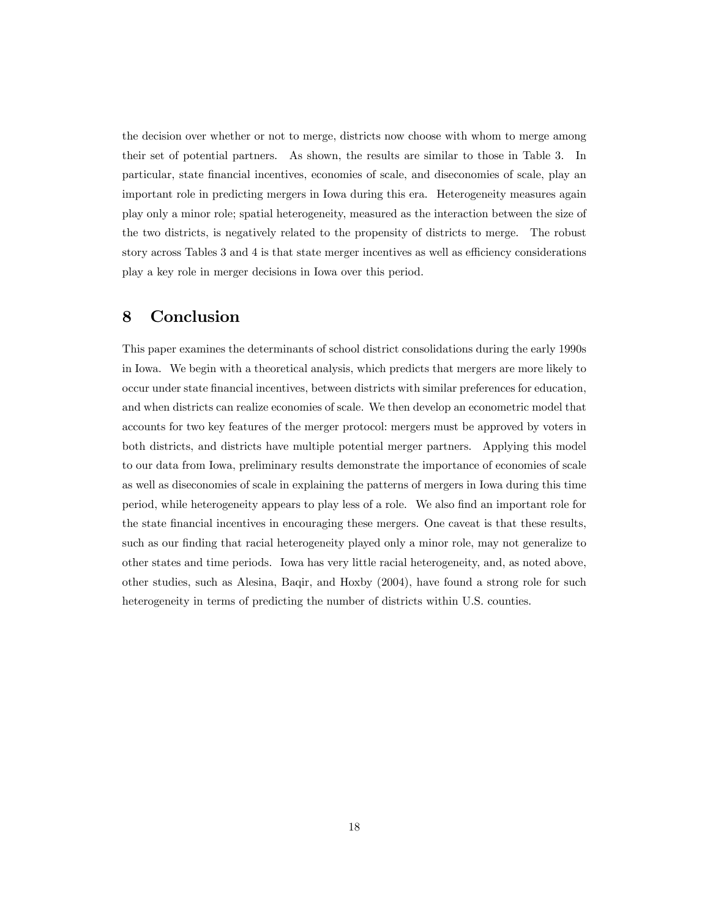the decision over whether or not to merge, districts now choose with whom to merge among their set of potential partners. As shown, the results are similar to those in Table 3. In particular, state financial incentives, economies of scale, and diseconomies of scale, play an important role in predicting mergers in Iowa during this era. Heterogeneity measures again play only a minor role; spatial heterogeneity, measured as the interaction between the size of the two districts, is negatively related to the propensity of districts to merge. The robust story across Tables 3 and 4 is that state merger incentives as well as efficiency considerations play a key role in merger decisions in Iowa over this period.

# 8 Conclusion

This paper examines the determinants of school district consolidations during the early 1990s in Iowa. We begin with a theoretical analysis, which predicts that mergers are more likely to occur under state financial incentives, between districts with similar preferences for education, and when districts can realize economies of scale. We then develop an econometric model that accounts for two key features of the merger protocol: mergers must be approved by voters in both districts, and districts have multiple potential merger partners. Applying this model to our data from Iowa, preliminary results demonstrate the importance of economies of scale as well as diseconomies of scale in explaining the patterns of mergers in Iowa during this time period, while heterogeneity appears to play less of a role. We also find an important role for the state financial incentives in encouraging these mergers. One caveat is that these results, such as our finding that racial heterogeneity played only a minor role, may not generalize to other states and time periods. Iowa has very little racial heterogeneity, and, as noted above, other studies, such as Alesina, Baqir, and Hoxby (2004), have found a strong role for such heterogeneity in terms of predicting the number of districts within U.S. counties.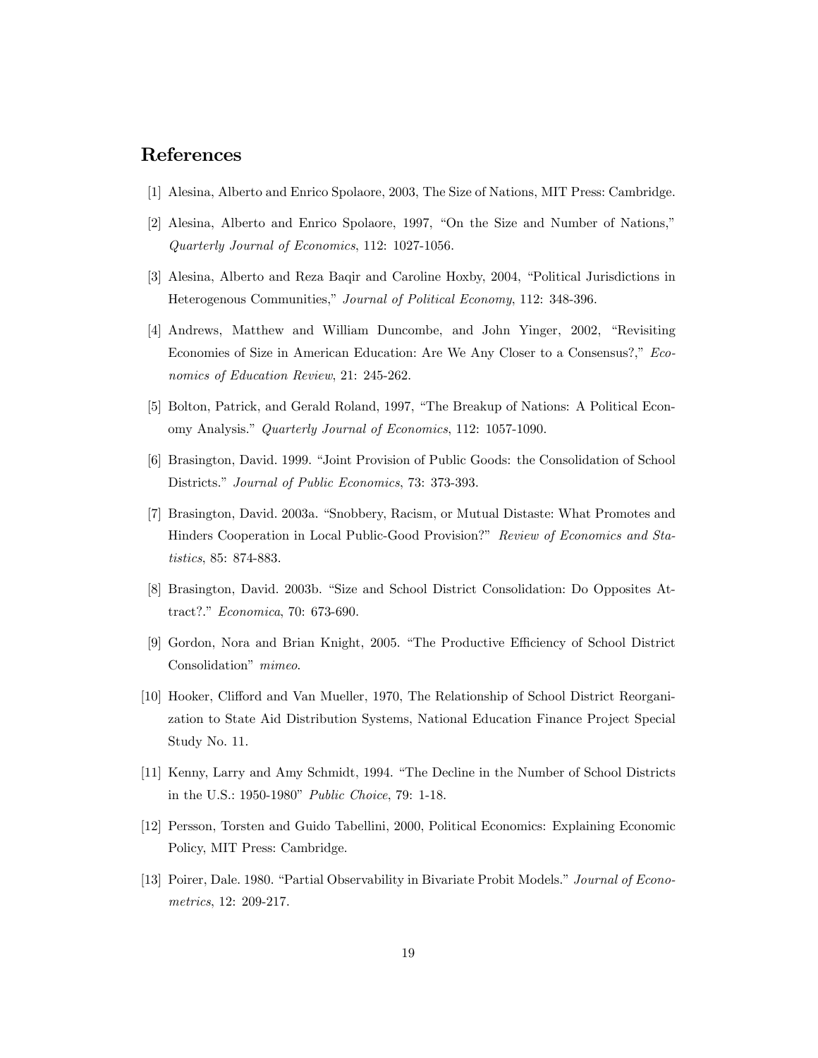## References

[1] Alesina, Alberto and Enrico Spolaore, 2003, The Size of Nations, MIT Press: Cambridge.

[2] Alesina, Alberto and Enrico Spolaore, 1997, "On the Size and Number of Nations," *Quarterly Journal of Economics*, 112: 1027-1056.

[3] Alesina, Alberto and Reza Baqir and Caroline Hoxby, 2004, "Political Jurisdictions in Heterogenous Communities," *Journal of Political Economy*, 112: 348-396.

[4] Andrews, Matthew and William Duncombe, and John Yinger, 2002, "Revisiting Economies of Size in American Education: Are We Any Closer to a Consensus?," *Economics of Education Review*, 21: 245-262.

[5] Bolton, Patrick, and Gerald Roland, 1997, "The Breakup of Nations: A Political Economy Analysis." *Quarterly Journal of Economics*, 112: 1057-1090.

[6] Brasington, David. 1999. "Joint Provision of Public Goods: the Consolidation of School Districts." *Journal of Public Economics*, 73: 373-393.

[7] Brasington, David. 2003a. "Snobbery, Racism, or Mutual Distaste: What Promotes and Hinders Cooperation in Local Public-Good Provision?" *Review of Economics and Statistics*, 85: 874-883.

[8] Brasington, David. 2003b. "Size and School District Consolidation: Do Opposites Attract?." *Economica*, 70: 673-690.

[9] Gordon, Nora and Brian Knight, 2005. "The Productive Efficiency of School District Consolidation" *mimeo*.

[10] Hooker, Clifford and Van Mueller, 1970, The Relationship of School District Reorganization to State Aid Distribution Systems, National Education Finance Project Special Study No. 11.

[11] Kenny, Larry and Amy Schmidt, 1994. "The Decline in the Number of School Districts in the U.S.: 1950-1980" *Public Choice*, 79: 1-18.

[12] Persson, Torsten and Guido Tabellini, 2000, Political Economics: Explaining Economic Policy, MIT Press: Cambridge.

[13] Poirer, Dale. 1980. "Partial Observability in Bivariate Probit Models." *Journal of Econometrics*, 12: 209-217.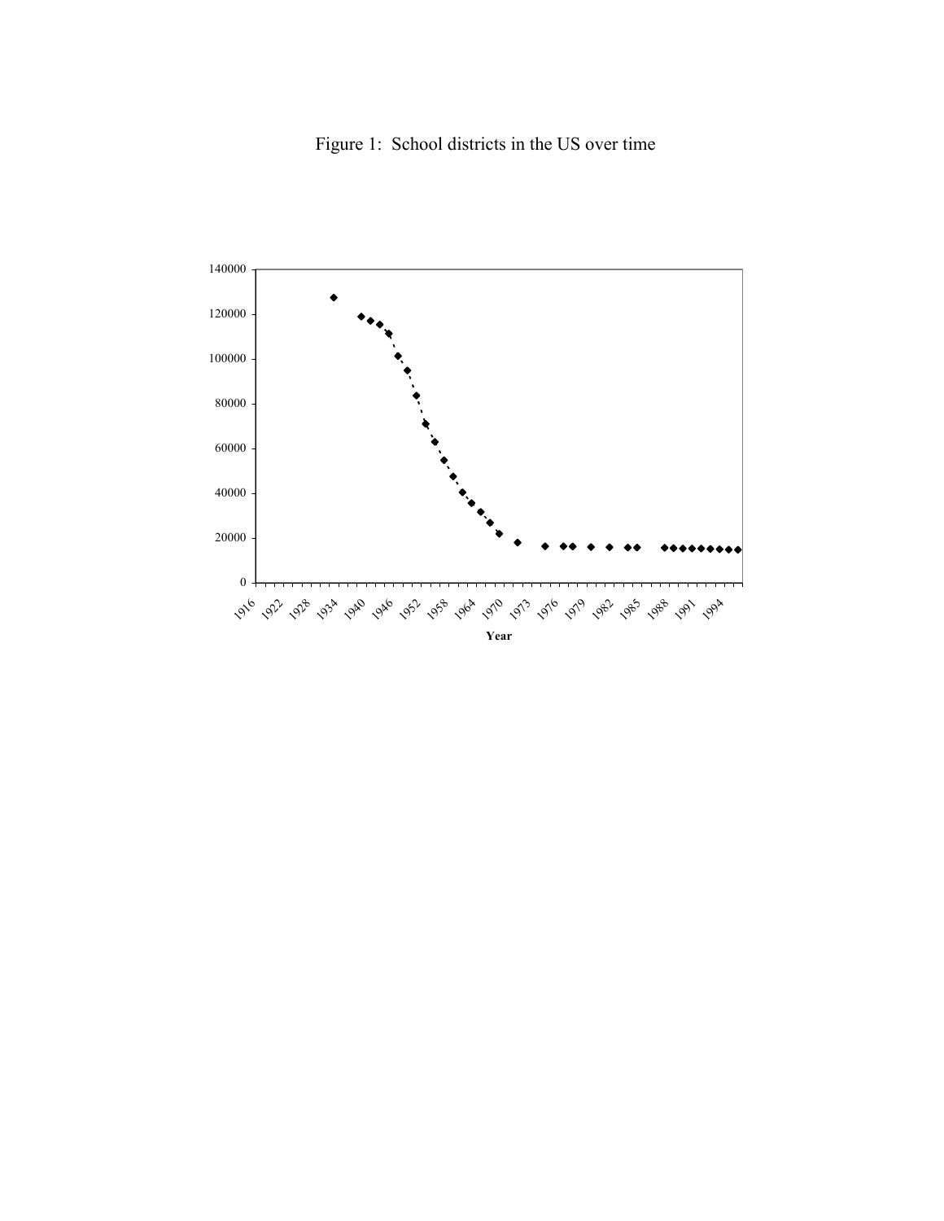Figure 1: School districts in the US over time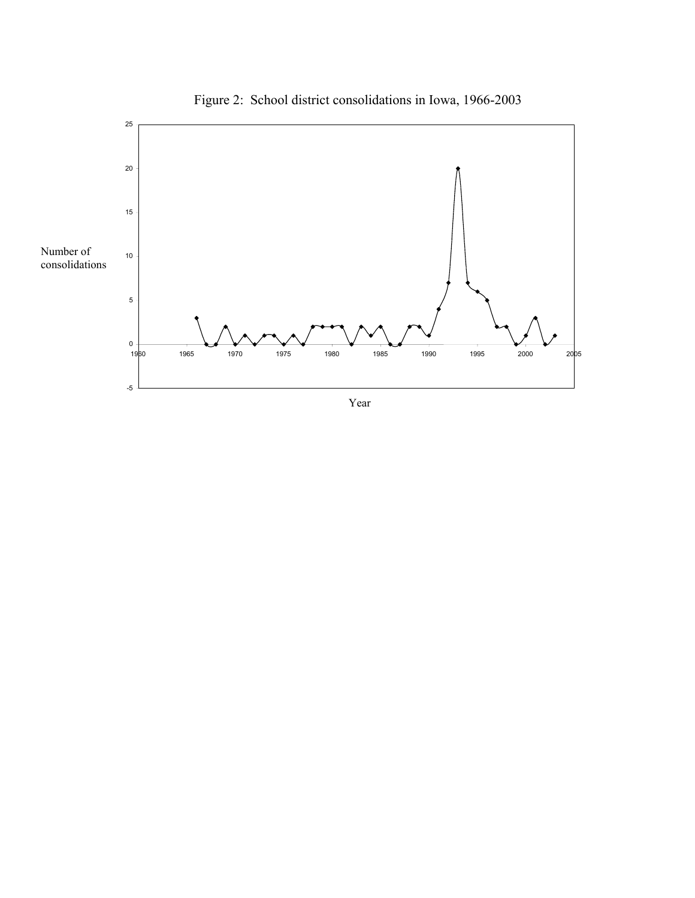Figure 2: School district consolidations in Iowa, 1966-2003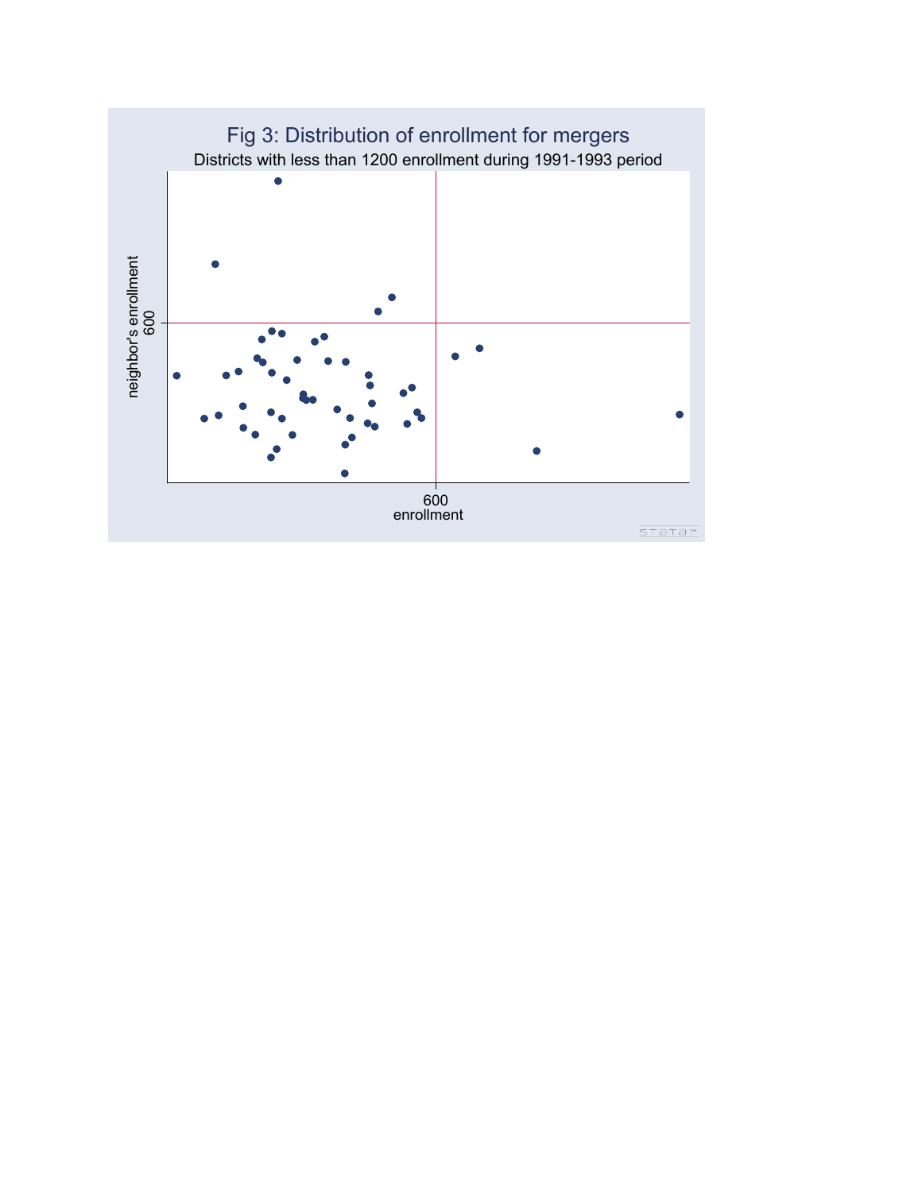Fig 3: Distribution of enrollment for mergers

Districts with less than 1200 enrollment during 1991-1993 period

neighbor's enrollment

600

600

enrollment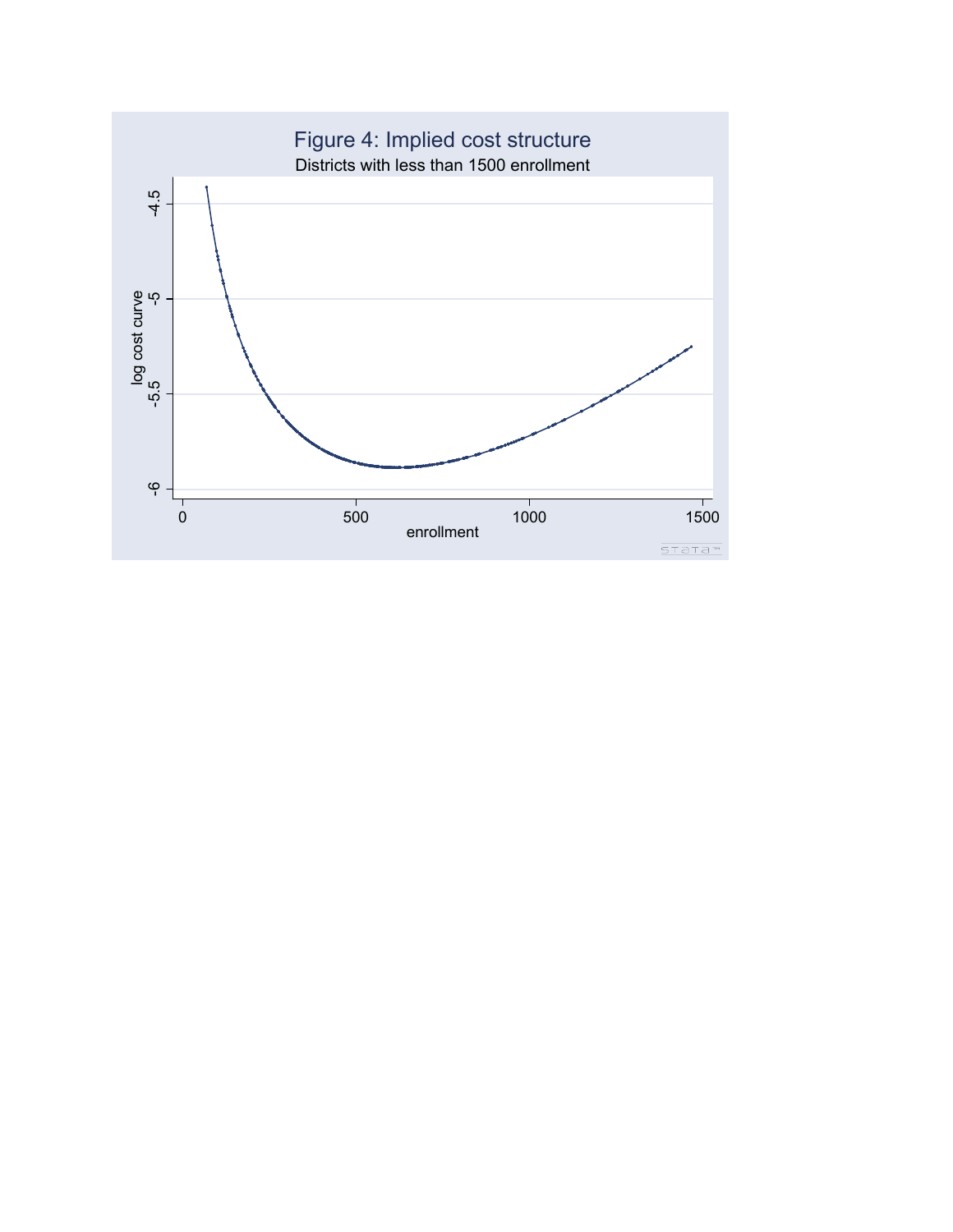Figure 4: Implied cost structure

Districts with less than 1500 enrollment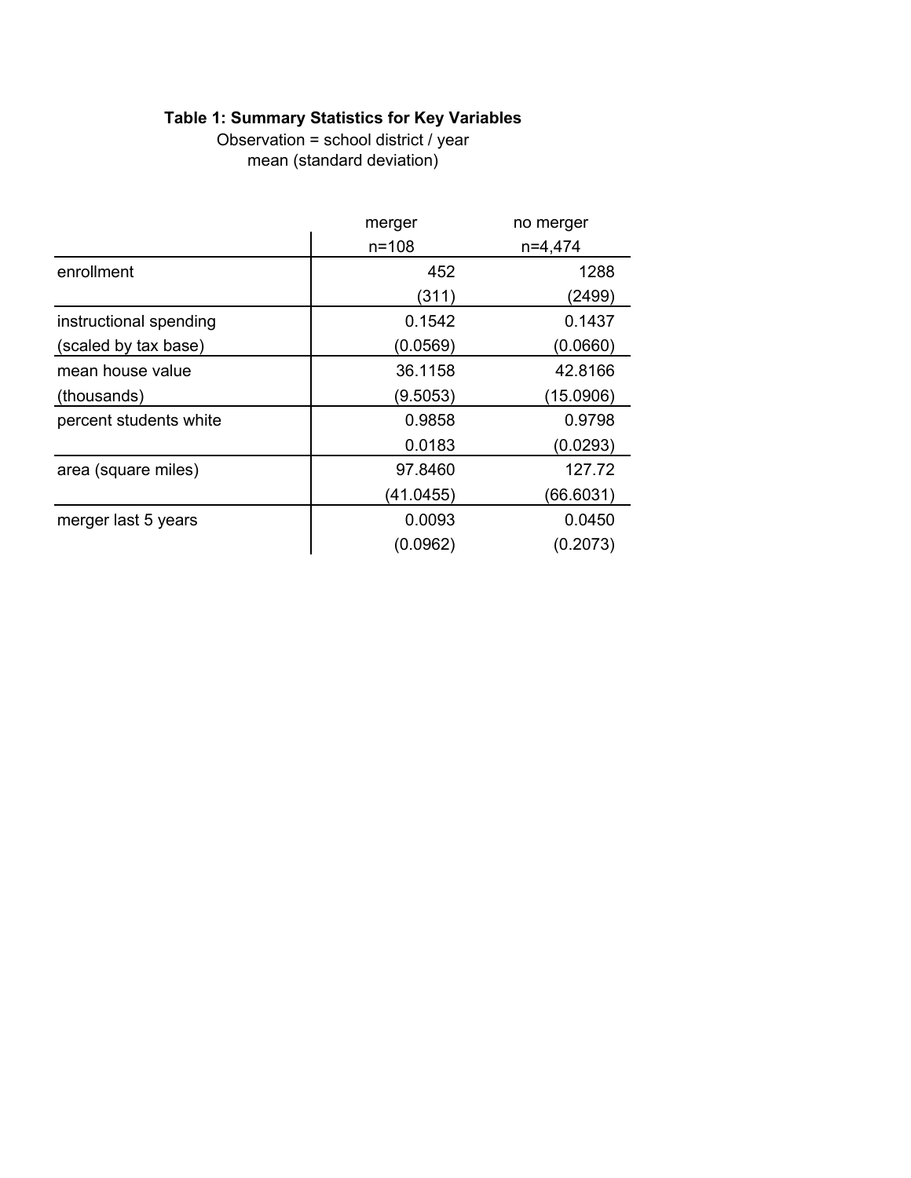**Table 1: Summary Statistics for Key Variables**

Observation = school district / year

mean (standard deviation)

| | merger n=108 | no merger n=4,474 |
|---|---|---|
| enrollment | 452 | 1288 |
| | (311) | (2499) |
| instructional spending | 0.1542 | 0.1437 |
| (scaled by tax base) | (0.0569) | (0.0660) |
| mean house value | 36.1158 | 42.8166 |
| (thousands) | (9.5053) | (15.0906) |
| percent students white | 0.9858 | 0.9798 |
| | 0.0183 | (0.0293) |
| area (square miles) | 97.8460 | 127.72 |
| | (41.0455) | (66.6031) |
| merger last 5 years | 0.0093 | 0.0450 |
| | (0.0962) | (0.2073) |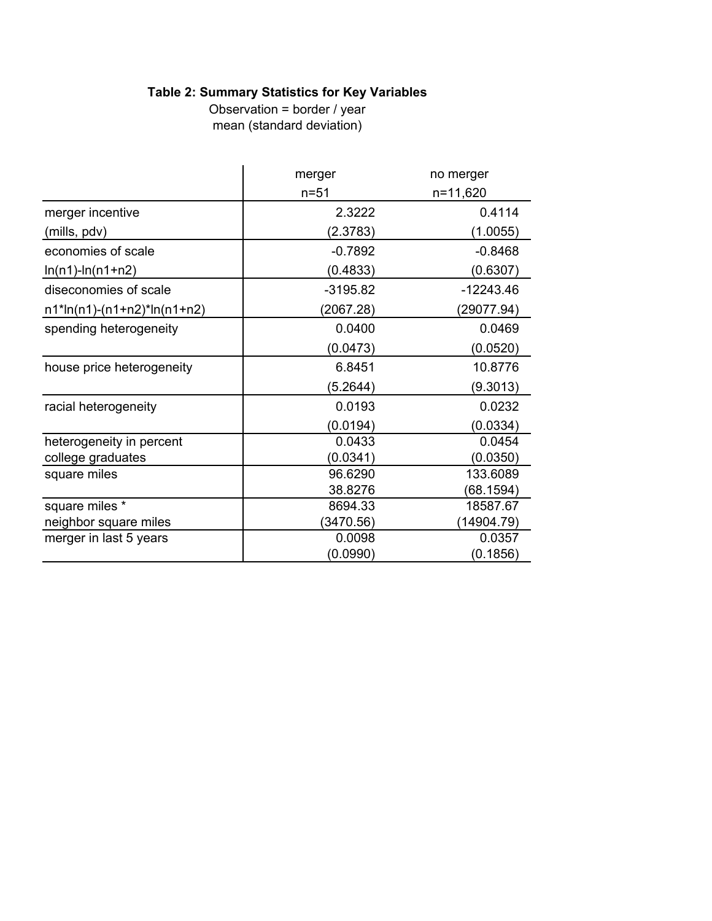**Table 2: Summary Statistics for Key Variables**

Observation = border / year

mean (standard deviation)

| | merger<br>n=51 | no merger<br>n=11,620 |
|---|---|---|
| merger incentive<br>(mills, pdv) | 2.3222<br>(2.3783) | 0.4114<br>(1.0055) |
| economies of scale<br>ln(n1)-ln(n1+n2) | -0.7892<br>(0.4833) | -0.8468<br>(0.6307) |
| diseconomies of scale<br>n1*ln(n1)-(n1+n2)*ln(n1+n2) | -3195.82<br>(2067.28) | -12243.46<br>(29077.94) |
| spending heterogeneity | 0.0400<br>(0.0473) | 0.0469<br>(0.0520) |
| house price heterogeneity | 6.8451<br>(5.2644) | 10.8776<br>(9.3013) |
| racial heterogeneity | 0.0193<br>(0.0194) | 0.0232<br>(0.0334) |
| heterogeneity in percent college graduates | 0.0433<br>(0.0341) | 0.0454<br>(0.0350) |
| square miles | 96.6290<br>38.8276 | 133.6089<br>(68.1594) |
| square miles *<br>neighbor square miles | 8694.33<br>(3470.56) | 18587.67<br>(14904.79) |
| merger in last 5 years | 0.0098<br>(0.0990) | 0.0357<br>(0.1856) |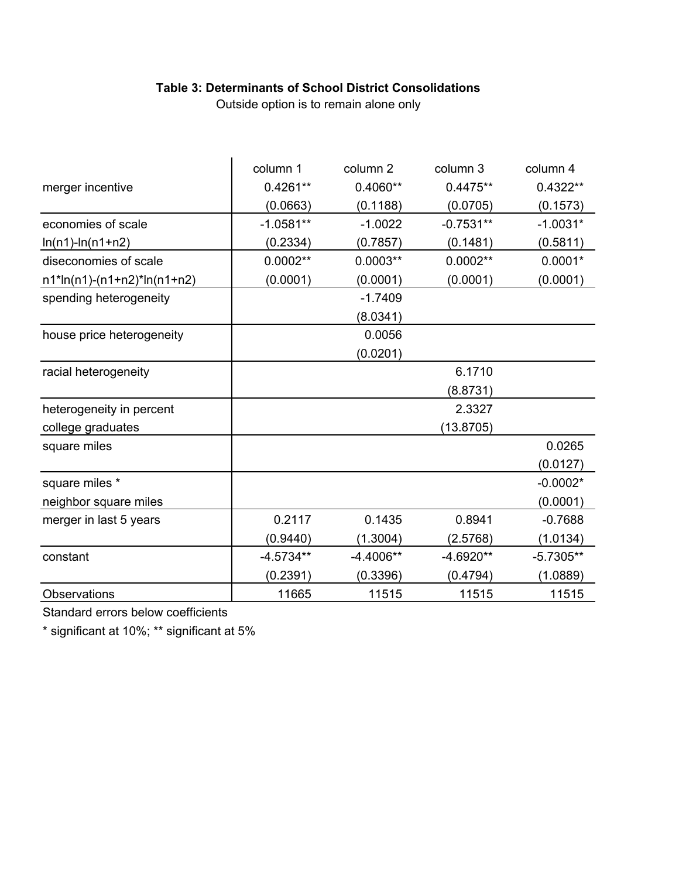**Table 3: Determinants of School District Consolidations**

Outside option is to remain alone only

| | column 1 | column 2 | column 3 | column 4 |
|---|---|---|---|---|
| merger incentive | 0.4261** | 0.4060** | 0.4475** | 0.4322** |
| | (0.0663) | (0.1188) | (0.0705) | (0.1573) |
| economies of scale | -1.0581** | -1.0022 | -0.7531** | -1.0031* |
| ln(n1)-ln(n1+n2) | (0.2334) | (0.7857) | (0.1481) | (0.5811) |
| diseconomies of scale | 0.0002** | 0.0003** | 0.0002** | 0.0001* |
| n1*ln(n1)-(n1+n2)*ln(n1+n2) | (0.0001) | (0.0001) | (0.0001) | (0.0001) |
| spending heterogeneity | | -1.7409 | | |
| | | (8.0341) | | |
| house price heterogeneity | | 0.0056 | | |
| | | (0.0201) | | |
| racial heterogeneity | | | 6.1710 | |
| | | | (8.8731) | |
| heterogeneity in percent | | | 2.3327 | |
| college graduates | | | (13.8705) | |
| square miles | | | | 0.0265 |
| | | | | (0.0127) |
| square miles * | | | | -0.0002* |
| neighbor square miles | | | | (0.0001) |
| merger in last 5 years | 0.2117 | 0.1435 | 0.8941 | -0.7688 |
| | (0.9440) | (1.3004) | (2.5768) | (1.0134) |
| constant | -4.5734** | -4.4006** | -4.6920** | -5.7305** |
| | (0.2391) | (0.3396) | (0.4794) | (1.0889) |
| Observations | 11665 | 11515 | 11515 | 11515 |

Standard errors below coefficients

* significant at 10%; ** significant at 5%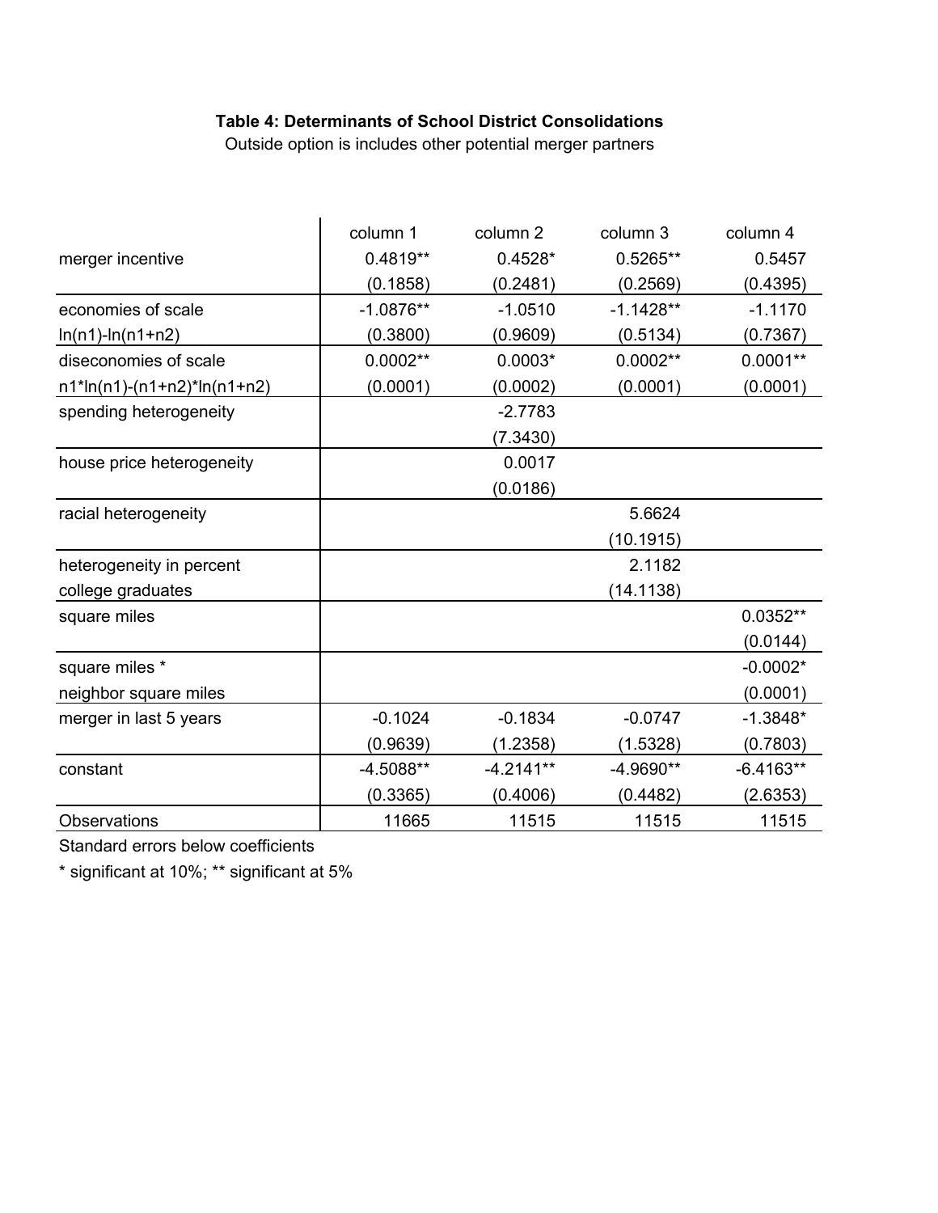**Table 4: Determinants of School District Consolidations**

Outside option is includes other potential merger partners

| | column 1 | column 2 | column 3 | column 4 |
|---|---|---|---|---|
| merger incentive | 0.4819** | 0.4528* | 0.5265** | 0.5457 |
| | (0.1858) | (0.2481) | (0.2569) | (0.4395) |
| economies of scale | -1.0876** | -1.0510 | -1.1428** | -1.1170 |
| ln(n1)-ln(n1+n2) | (0.3800) | (0.9609) | (0.5134) | (0.7367) |
| diseconomies of scale | 0.0002** | 0.0003* | 0.0002** | 0.0001** |
| n1*ln(n1)-(n1+n2)*ln(n1+n2) | (0.0001) | (0.0002) | (0.0001) | (0.0001) |
| spending heterogeneity | | -2.7783 | | |
| | | (7.3430) | | |
| house price heterogeneity | | 0.0017 | | |
| | | (0.0186) | | |
| racial heterogeneity | | | 5.6624 | |
| | | | (10.1915) | |
| heterogeneity in percent | | | 2.1182 | |
| college graduates | | | (14.1138) | |
| square miles | | | | 0.0352** |
| | | | | (0.0144) |
| square miles * | | | | -0.0002* |
| neighbor square miles | | | | (0.0001) |
| merger in last 5 years | -0.1024 | -0.1834 | -0.0747 | -1.3848* |
| | (0.9639) | (1.2358) | (1.5328) | (0.7803) |
| constant | -4.5088** | -4.2141** | -4.9690** | -6.4163** |
| | (0.3365) | (0.4006) | (0.4482) | (2.6353) |
| Observations | 11665 | 11515 | 11515 | 11515 |

Standard errors below coefficients

* significant at 10%; ** significant at 5%